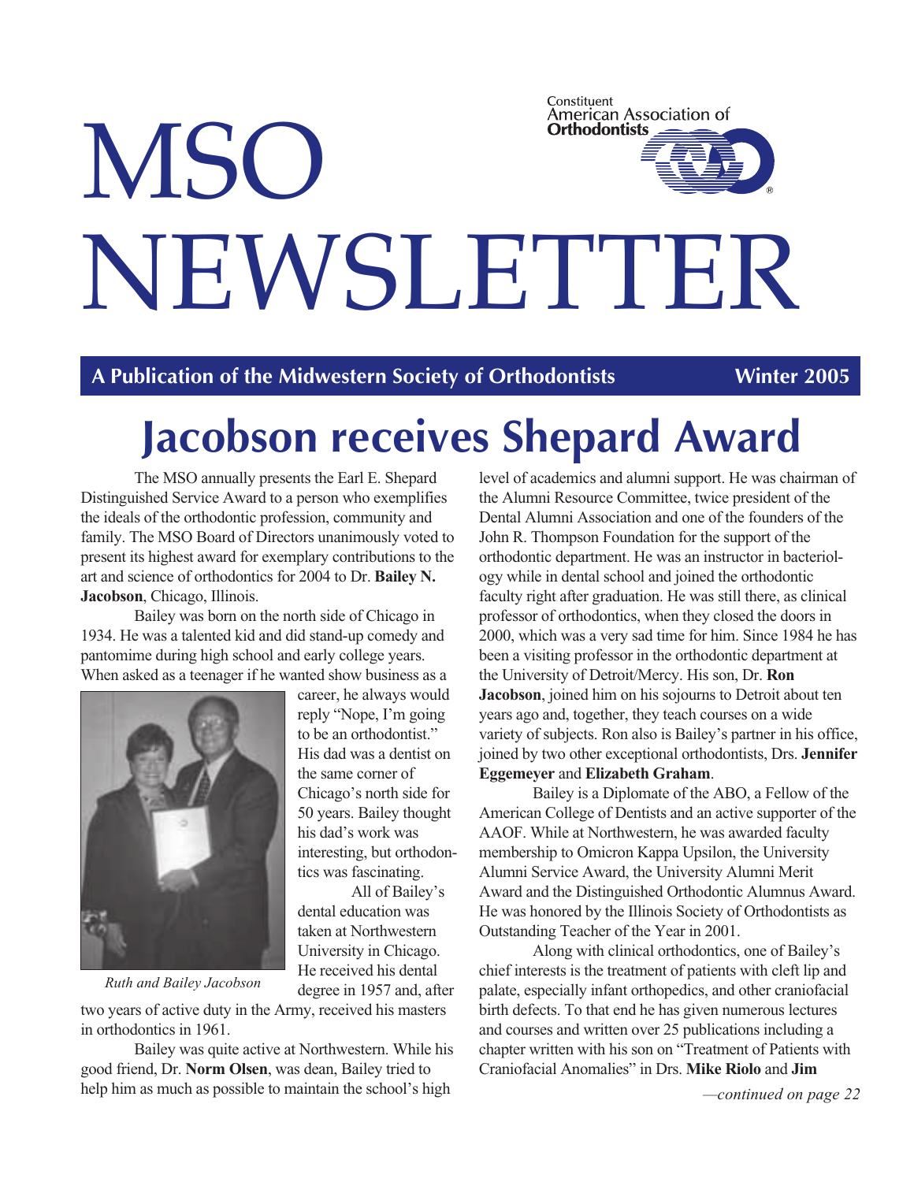# MSO NEWSLETTER

Constituent American Association of Orthodontists

**A Publication of the Midwestern Society of Orthodontists** **Winter 2005**

# Jacobson receives Shepard Award

The MSO annually presents the Earl E. Shepard Distinguished Service Award to a person who exemplifies the ideals of the orthodontic profession, community and family. The MSO Board of Directors unanimously voted to present its highest award for exemplary contributions to the art and science of orthodontics for 2004 to Dr. **Bailey N. Jacobson**, Chicago, Illinois.

Bailey was born on the north side of Chicago in 1934. He was a talented kid and did stand-up comedy and pantomime during high school and early college years. When asked as a teenager if he wanted show business as a career, he always would reply "Nope, I'm going to be an orthodontist." His dad was a dentist on the same corner of Chicago's north side for 50 years. Bailey thought his dad's work was interesting, but orthodontics was fascinating.

*Ruth and Bailey Jacobson*

All of Bailey's dental education was taken at Northwestern University in Chicago. He received his dental degree in 1957 and, after two years of active duty in the Army, received his masters in orthodontics in 1961.

Bailey was quite active at Northwestern. While his good friend, Dr. **Norm Olsen**, was dean, Bailey tried to help him as much as possible to maintain the school's high level of academics and alumni support. He was chairman of the Alumni Resource Committee, twice president of the Dental Alumni Association and one of the founders of the John R. Thompson Foundation for the support of the orthodontic department. He was an instructor in bacteriology while in dental school and joined the orthodontic faculty right after graduation. He was still there, as clinical professor of orthodontics, when they closed the doors in 2000, which was a very sad time for him. Since 1984 he has been a visiting professor in the orthodontic department at the University of Detroit/Mercy. His son, Dr. **Ron Jacobson**, joined him on his sojourns to Detroit about ten years ago and, together, they teach courses on a wide variety of subjects. Ron also is Bailey's partner in his office, joined by two other exceptional orthodontists, Drs. **Jennifer Eggemeyer** and **Elizabeth Graham**.

Bailey is a Diplomate of the ABO, a Fellow of the American College of Dentists and an active supporter of the AAOF. While at Northwestern, he was awarded faculty membership to Omicron Kappa Upsilon, the University Alumni Service Award, the University Alumni Merit Award and the Distinguished Orthodontic Alumnus Award. He was honored by the Illinois Society of Orthodontists as Outstanding Teacher of the Year in 2001.

Along with clinical orthodontics, one of Bailey's chief interests is the treatment of patients with cleft lip and palate, especially infant orthopedics, and other craniofacial birth defects. To that end he has given numerous lectures and courses and written over 25 publications including a chapter written with his son on "Treatment of Patients with Craniofacial Anomalies" in Drs. **Mike Riolo** and **Jim**

*—continued on page 22*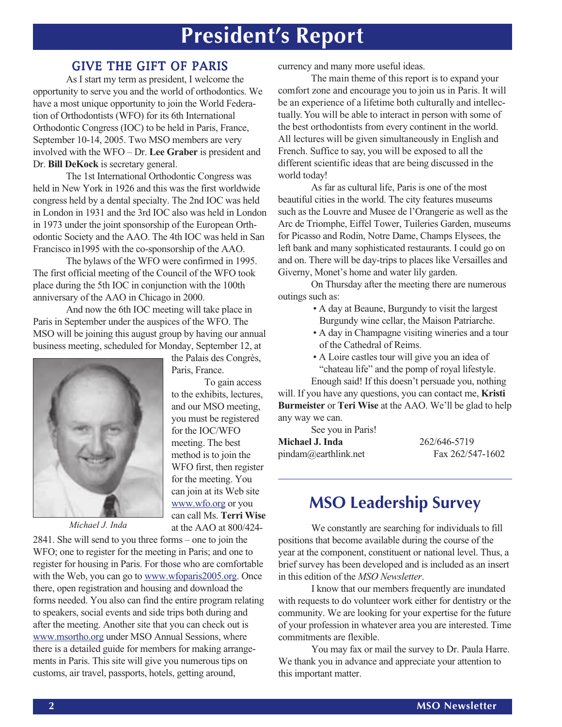# President's Report

## GIVE THE GIFT OF PARIS

As I start my term as president, I welcome the opportunity to serve you and the world of orthodontics. We have a most unique opportunity to join the World Federation of Orthodontists (WFO) for its 6th International Orthodontic Congress (IOC) to be held in Paris, France, September 10-14, 2005. Two MSO members are very involved with the WFO – Dr. **Lee Graber** is president and Dr. **Bill DeKock** is secretary general.

The 1st International Orthodontic Congress was held in New York in 1926 and this was the first worldwide congress held by a dental specialty. The 2nd IOC was held in London in 1931 and the 3rd IOC also was held in London in 1973 under the joint sponsorship of the European Orthodontic Society and the AAO. The 4th IOC was held in San Francisco in1995 with the co-sponsorship of the AAO.

The bylaws of the WFO were confirmed in 1995. The first official meeting of the Council of the WFO took place during the 5th IOC in conjunction with the 100th anniversary of the AAO in Chicago in 2000.

And now the 6th IOC meeting will take place in Paris in September under the auspices of the WFO. The MSO will be joining this august group by having our annual business meeting, scheduled for Monday, September 12, at the Palais des Congrès, Paris, France.

*Michael J. Inda*

To gain access to the exhibits, lectures, and our MSO meeting, you must be registered for the IOC/WFO meeting. The best method is to join the WFO first, then register for the meeting. You can join at its Web site www.wfo.org or you can call Ms. **Terri Wise** at the AAO at 800/424-2841. She will send to you three forms – one to join the WFO; one to register for the meeting in Paris; and one to register for housing in Paris. For those who are comfortable with the Web, you can go to www.wfoparis2005.org. Once there, open registration and housing and download the forms needed. You also can find the entire program relating to speakers, social events and side trips both during and after the meeting. Another site that you can check out is www.msortho.org under MSO Annual Sessions, where there is a detailed guide for members for making arrangements in Paris. This site will give you numerous tips on customs, air travel, passports, hotels, getting around, currency and many more useful ideas.

The main theme of this report is to expand your comfort zone and encourage you to join us in Paris. It will be an experience of a lifetime both culturally and intellectually. You will be able to interact in person with some of the best orthodontists from every continent in the world. All lectures will be given simultaneously in English and French. Suffice to say, you will be exposed to all the different scientific ideas that are being discussed in the world today!

As far as cultural life, Paris is one of the most beautiful cities in the world. The city features museums such as the Louvre and Musee de l'Orangerie as well as the Arc de Triomphe, Eiffel Tower, Tuileries Garden, museums for Picasso and Rodin, Notre Dame, Champs Elysees, the left bank and many sophisticated restaurants. I could go on and on. There will be day-trips to places like Versailles and Giverny, Monet's home and water lily garden.

On Thursday after the meeting there are numerous outings such as:

- A day at Beaune, Burgundy to visit the largest Burgundy wine cellar, the Maison Patriarche.
- A day in Champagne visiting wineries and a tour of the Cathedral of Reims.
- A Loire castles tour will give you an idea of "chateau life" and the pomp of royal lifestyle.

Enough said! If this doesn't persuade you, nothing will. If you have any questions, you can contact me, **Kristi Burmeister** or **Teri Wise** at the AAO. We'll be glad to help any way we can.

See you in Paris!

**Michael J. Inda** 262/646-5719
pindam@earthlink.net Fax 262/547-1602

## MSO Leadership Survey

We constantly are searching for individuals to fill positions that become available during the course of the year at the component, constituent or national level. Thus, a brief survey has been developed and is included as an insert in this edition of the *MSO Newsletter*.

I know that our members frequently are inundated with requests to do volunteer work either for dentistry or the community. We are looking for your expertise for the future of your profession in whatever area you are interested. Time commitments are flexible.

You may fax or mail the survey to Dr. Paula Harre. We thank you in advance and appreciate your attention to this important matter.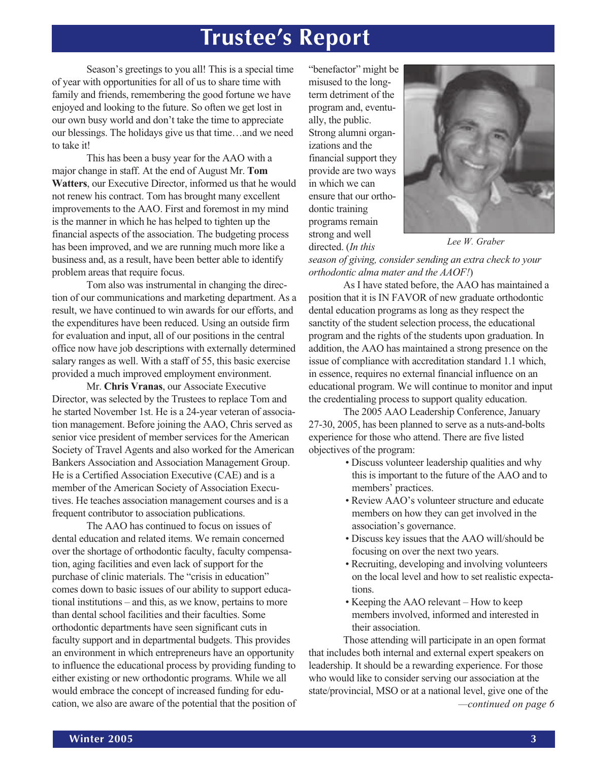# Trustee's Report

Season's greetings to you all! This is a special time of year with opportunities for all of us to share time with family and friends, remembering the good fortune we have enjoyed and looking to the future. So often we get lost in our own busy world and don't take the time to appreciate our blessings. The holidays give us that time…and we need to take it!

This has been a busy year for the AAO with a major change in staff. At the end of August Mr. **Tom Watters**, our Executive Director, informed us that he would not renew his contract. Tom has brought many excellent improvements to the AAO. First and foremost in my mind is the manner in which he has helped to tighten up the financial aspects of the association. The budgeting process has been improved, and we are running much more like a business and, as a result, have been better able to identify problem areas that require focus.

Tom also was instrumental in changing the direction of our communications and marketing department. As a result, we have continued to win awards for our efforts, and the expenditures have been reduced. Using an outside firm for evaluation and input, all of our positions in the central office now have job descriptions with externally determined salary ranges as well. With a staff of 55, this basic exercise provided a much improved employment environment.

Mr. **Chris Vranas**, our Associate Executive Director, was selected by the Trustees to replace Tom and he started November 1st. He is a 24-year veteran of association management. Before joining the AAO, Chris served as senior vice president of member services for the American Society of Travel Agents and also worked for the American Bankers Association and Association Management Group. He is a Certified Association Executive (CAE) and is a member of the American Society of Association Executives. He teaches association management courses and is a frequent contributor to association publications.

The AAO has continued to focus on issues of dental education and related items. We remain concerned over the shortage of orthodontic faculty, faculty compensation, aging facilities and even lack of support for the purchase of clinic materials. The "crisis in education" comes down to basic issues of our ability to support educational institutions – and this, as we know, pertains to more than dental school facilities and their faculties. Some orthodontic departments have seen significant cuts in faculty support and in departmental budgets. This provides an environment in which entrepreneurs have an opportunity to influence the educational process by providing funding to either existing or new orthodontic programs. While we all would embrace the concept of increased funding for education, we also are aware of the potential that the position of "benefactor" might be misused to the long-term detriment of the program and, eventually, the public. Strong alumni organizations and the financial support they provide are two ways in which we can ensure that our orthodontic training programs remain strong and well directed. (*In this season of giving, consider sending an extra check to your orthodontic alma mater and the AAOF!*)

*Lee W. Graber*

As I have stated before, the AAO has maintained a position that it is IN FAVOR of new graduate orthodontic dental education programs as long as they respect the sanctity of the student selection process, the educational program and the rights of the students upon graduation. In addition, the AAO has maintained a strong presence on the issue of compliance with accreditation standard 1.1 which, in essence, requires no external financial influence on an educational program. We will continue to monitor and input the credentialing process to support quality education.

The 2005 AAO Leadership Conference, January 27-30, 2005, has been planned to serve as a nuts-and-bolts experience for those who attend. There are five listed objectives of the program:

- Discuss volunteer leadership qualities and why this is important to the future of the AAO and to members' practices.
- Review AAO's volunteer structure and educate members on how they can get involved in the association's governance.
- Discuss key issues that the AAO will/should be focusing on over the next two years.
- Recruiting, developing and involving volunteers on the local level and how to set realistic expectations.
- Keeping the AAO relevant – How to keep members involved, informed and interested in their association.

Those attending will participate in an open format that includes both internal and external expert speakers on leadership. It should be a rewarding experience. For those who would like to consider serving our association at the state/provincial, MSO or at a national level, give one of the

*—continued on page 6*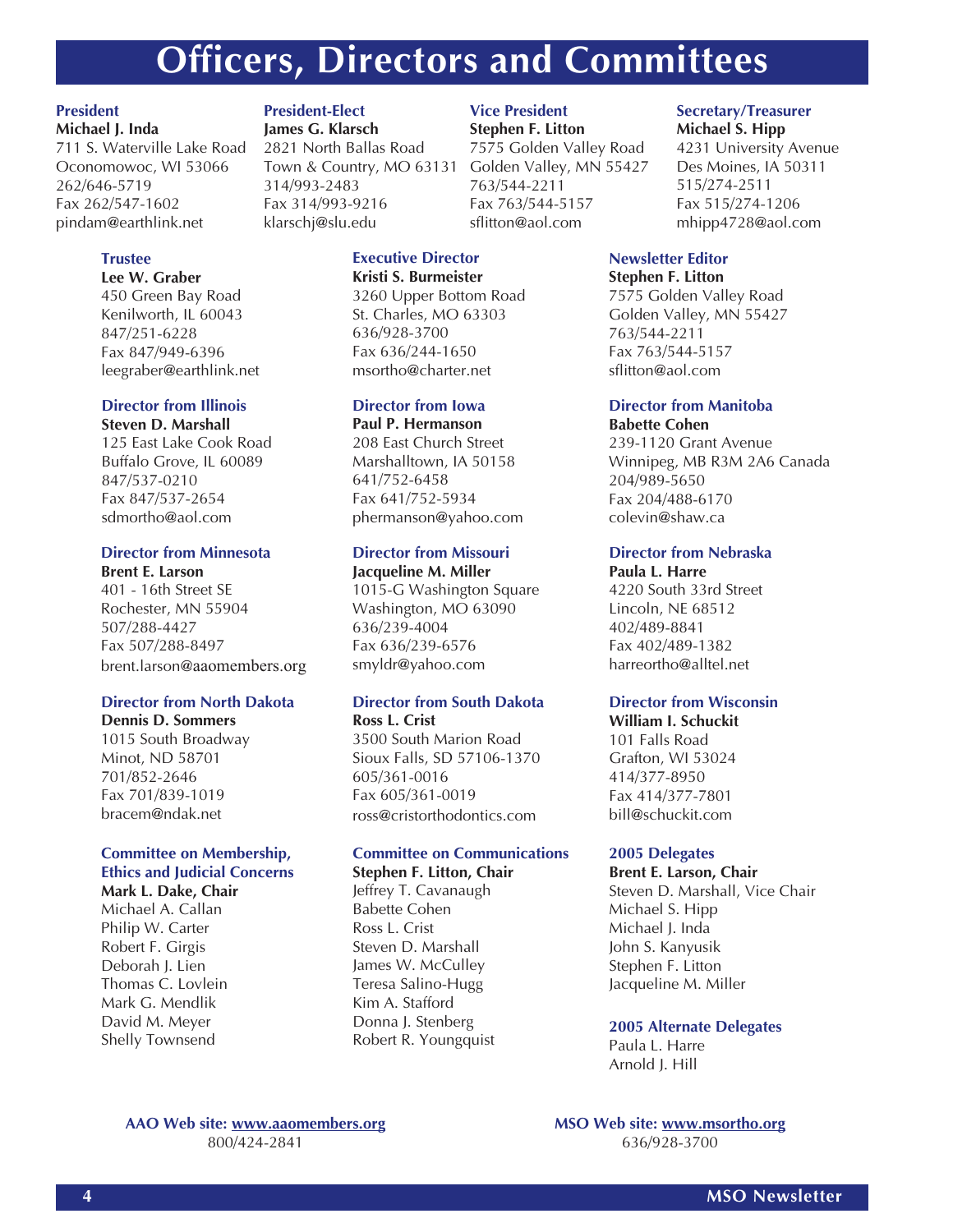# Officers, Directors and Committees

### President
**Michael J. Inda**
711 S. Waterville Lake Road
Oconomowoc, WI 53066
262/646-5719
Fax 262/547-1602
pindam@earthlink.net

### President-Elect
**James G. Klarsch**
2821 North Ballas Road
Town & Country, MO 63131
314/993-2483
Fax 314/993-9216
klarschj@slu.edu

### Vice President
**Stephen F. Litton**
7575 Golden Valley Road
Golden Valley, MN 55427
763/544-2211
Fax 763/544-5157
sflitton@aol.com

### Secretary/Treasurer
**Michael S. Hipp**
4231 University Avenue
Des Moines, IA 50311
515/274-2511
Fax 515/274-1206
mhipp4728@aol.com

### Trustee
**Lee W. Graber**
450 Green Bay Road
Kenilworth, IL 60043
847/251-6228
Fax 847/949-6396
leegraber@earthlink.net

### Executive Director
**Kristi S. Burmeister**
3260 Upper Bottom Road
St. Charles, MO 63303
636/928-3700
Fax 636/244-1650
msortho@charter.net

### Newsletter Editor
**Stephen F. Litton**
7575 Golden Valley Road
Golden Valley, MN 55427
763/544-2211
Fax 763/544-5157
sflitton@aol.com

### Director from Illinois
**Steven D. Marshall**
125 East Lake Cook Road
Buffalo Grove, IL 60089
847/537-0210
Fax 847/537-2654
sdmortho@aol.com

### Director from Iowa
**Paul P. Hermanson**
208 East Church Street
Marshalltown, IA 50158
641/752-6458
Fax 641/752-5934
phermanson@yahoo.com

### Director from Manitoba
**Babette Cohen**
239-1120 Grant Avenue
Winnipeg, MB R3M 2A6 Canada
204/989-5650
Fax 204/488-6170
colevin@shaw.ca

### Director from Minnesota
**Brent E. Larson**
401 - 16th Street SE
Rochester, MN 55904
507/288-4427
Fax 507/288-8497
brent.larson@aaomembers.org

### Director from Missouri
**Jacqueline M. Miller**
1015-G Washington Square
Washington, MO 63090
636/239-4004
Fax 636/239-6576
smyldr@yahoo.com

### Director from Nebraska
**Paula L. Harre**
4220 South 33rd Street
Lincoln, NE 68512
402/489-8841
Fax 402/489-1382
harreortho@alltel.net

### Director from North Dakota
**Dennis D. Sommers**
1015 South Broadway
Minot, ND 58701
701/852-2646
Fax 701/839-1019
bracem@ndak.net

### Director from South Dakota
**Ross L. Crist**
3500 South Marion Road
Sioux Falls, SD 57106-1370
605/361-0016
Fax 605/361-0019
ross@cristorthodontics.com

### Director from Wisconsin
**William I. Schuckit**
101 Falls Road
Grafton, WI 53024
414/377-8950
Fax 414/377-7801
bill@schuckit.com

### Committee on Membership, Ethics and Judicial Concerns
**Mark L. Dake, Chair**
Michael A. Callan
Philip W. Carter
Robert F. Girgis
Deborah J. Lien
Thomas C. Lovlein
Mark G. Mendlik
David M. Meyer
Shelly Townsend

### Committee on Communications
**Stephen F. Litton, Chair**
Jeffrey T. Cavanaugh
Babette Cohen
Ross L. Crist
Steven D. Marshall
James W. McCulley
Teresa Salino-Hugg
Kim A. Stafford
Donna J. Stenberg
Robert R. Youngquist

### 2005 Delegates
**Brent E. Larson, Chair**
Steven D. Marshall, Vice Chair
Michael S. Hipp
Michael J. Inda
John S. Kanyusik
Stephen F. Litton
Jacqueline M. Miller

### 2005 Alternate Delegates
Paula L. Harre
Arnold J. Hill

**AAO Web site: www.aaomembers.org**
800/424-2841

**MSO Web site: www.msortho.org**
636/928-3700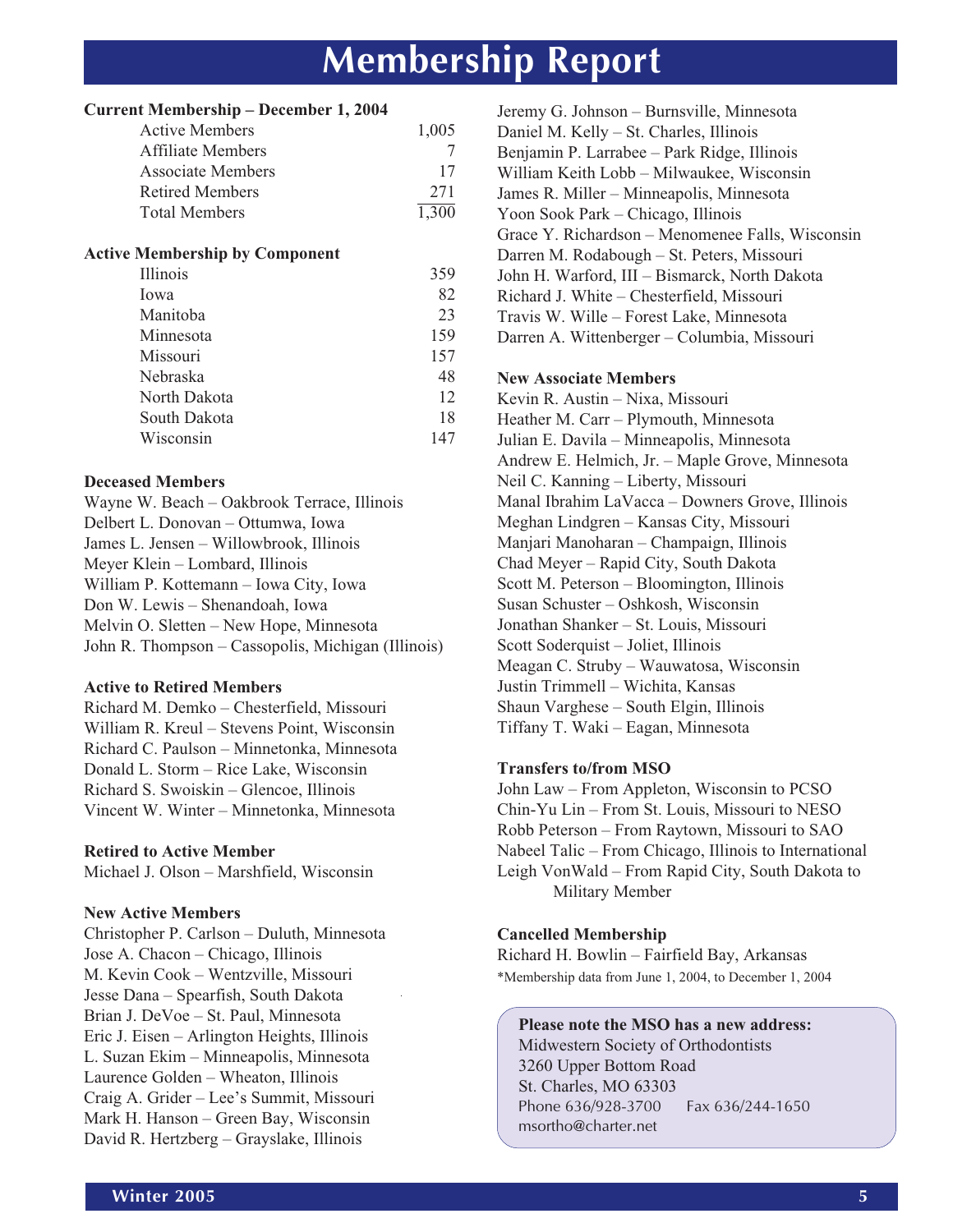# Membership Report

**Current Membership – December 1, 2004**

| | |
|---|---|
| Active Members | 1,005 |
| Affiliate Members | 7 |
| Associate Members | 17 |
| Retired Members | 271 |
| Total Members | 1,300 |

**Active Membership by Component**

| | |
|---|---|
| Illinois | 359 |
| Iowa | 82 |
| Manitoba | 23 |
| Minnesota | 159 |
| Missouri | 157 |
| Nebraska | 48 |
| North Dakota | 12 |
| South Dakota | 18 |
| Wisconsin | 147 |

**Deceased Members**

Wayne W. Beach – Oakbrook Terrace, Illinois
Delbert L. Donovan – Ottumwa, Iowa
James L. Jensen – Willowbrook, Illinois
Meyer Klein – Lombard, Illinois
William P. Kottemann – Iowa City, Iowa
Don W. Lewis – Shenandoah, Iowa
Melvin O. Sletten – New Hope, Minnesota
John R. Thompson – Cassopolis, Michigan (Illinois)

**Active to Retired Members**

Richard M. Demko – Chesterfield, Missouri
William R. Kreul – Stevens Point, Wisconsin
Richard C. Paulson – Minnetonka, Minnesota
Donald L. Storm – Rice Lake, Wisconsin
Richard S. Swoiskin – Glencoe, Illinois
Vincent W. Winter – Minnetonka, Minnesota

**Retired to Active Member**

Michael J. Olson – Marshfield, Wisconsin

**New Active Members**

Christopher P. Carlson – Duluth, Minnesota
Jose A. Chacon – Chicago, Illinois
M. Kevin Cook – Wentzville, Missouri
Jesse Dana – Spearfish, South Dakota
Brian J. DeVoe – St. Paul, Minnesota
Eric J. Eisen – Arlington Heights, Illinois
L. Suzan Ekim – Minneapolis, Minnesota
Laurence Golden – Wheaton, Illinois
Craig A. Grider – Lee's Summit, Missouri
Mark H. Hanson – Green Bay, Wisconsin
David R. Hertzberg – Grayslake, Illinois
Jeremy G. Johnson – Burnsville, Minnesota
Daniel M. Kelly – St. Charles, Illinois
Benjamin P. Larrabee – Park Ridge, Illinois
William Keith Lobb – Milwaukee, Wisconsin
James R. Miller – Minneapolis, Minnesota
Yoon Sook Park – Chicago, Illinois
Grace Y. Richardson – Menomenee Falls, Wisconsin
Darren M. Rodabough – St. Peters, Missouri
John H. Warford, III – Bismarck, North Dakota
Richard J. White – Chesterfield, Missouri
Travis W. Wille – Forest Lake, Minnesota
Darren A. Wittenberger – Columbia, Missouri

**New Associate Members**

Kevin R. Austin – Nixa, Missouri
Heather M. Carr – Plymouth, Minnesota
Julian E. Davila – Minneapolis, Minnesota
Andrew E. Helmich, Jr. – Maple Grove, Minnesota
Neil C. Kanning – Liberty, Missouri
Manal Ibrahim LaVacca – Downers Grove, Illinois
Meghan Lindgren – Kansas City, Missouri
Manjari Manoharan – Champaign, Illinois
Chad Meyer – Rapid City, South Dakota
Scott M. Peterson – Bloomington, Illinois
Susan Schuster – Oshkosh, Wisconsin
Jonathan Shanker – St. Louis, Missouri
Scott Soderquist – Joliet, Illinois
Meagan C. Struby – Wauwatosa, Wisconsin
Justin Trimmell – Wichita, Kansas
Shaun Varghese – South Elgin, Illinois
Tiffany T. Waki – Eagan, Minnesota

**Transfers to/from MSO**

John Law – From Appleton, Wisconsin to PCSO
Chin-Yu Lin – From St. Louis, Missouri to NESO
Robb Peterson – From Raytown, Missouri to SAO
Nabeel Talic – From Chicago, Illinois to International
Leigh VonWald – From Rapid City, South Dakota to Military Member

**Cancelled Membership**

Richard H. Bowlin – Fairfield Bay, Arkansas

*Membership data from June 1, 2004, to December 1, 2004

**Please note the MSO has a new address:**
Midwestern Society of Orthodontists
3260 Upper Bottom Road
St. Charles, MO 63303
Phone 636/928-3700 Fax 636/244-1650
msortho@charter.net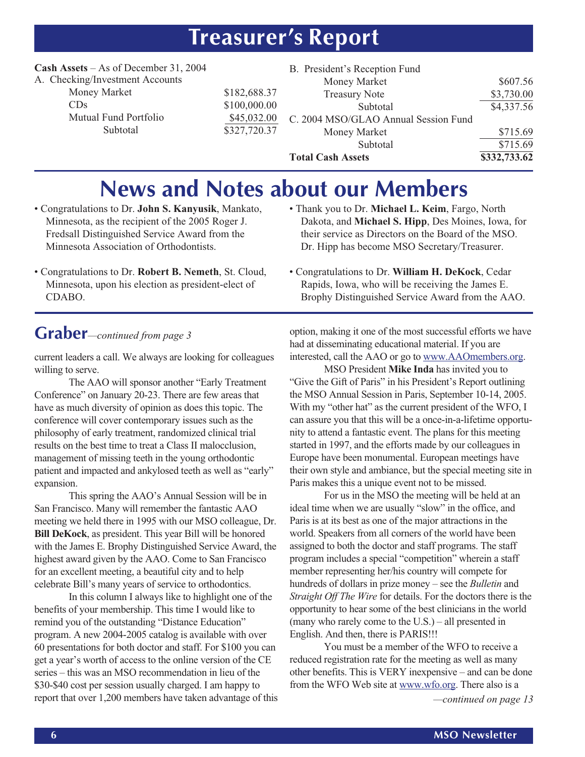# Treasurer's Report

**Cash Assets** – As of December 31, 2004

| | |
|---|---|
| A. Checking/Investment Accounts | |
| Money Market | $182,688.37 |
| CDs | $100,000.00 |
| Mutual Fund Portfolio | $45,032.00 |
| Subtotal | $327,720.37 |
| B. President's Reception Fund | |
| Money Market | $607.56 |
| Treasury Note | $3,730.00 |
| Subtotal | $4,337.56 |
| C. 2004 MSO/GLAO Annual Session Fund | |
| Money Market | $715.69 |
| Subtotal | $715.69 |
| **Total Cash Assets** | **$332,733.62** |

# News and Notes about our Members

- Congratulations to Dr. **John S. Kanyusik**, Mankato, Minnesota, as the recipient of the 2005 Roger J. Fredsall Distinguished Service Award from the Minnesota Association of Orthodontists.
- Congratulations to Dr. **Robert B. Nemeth**, St. Cloud, Minnesota, upon his election as president-elect of CDABO.
- Thank you to Dr. **Michael L. Keim**, Fargo, North Dakota, and **Michael S. Hipp**, Des Moines, Iowa, for their service as Directors on the Board of the MSO. Dr. Hipp has become MSO Secretary/Treasurer.
- Congratulations to Dr. **William H. DeKock**, Cedar Rapids, Iowa, who will be receiving the James E. Brophy Distinguished Service Award from the AAO.

## Graber—*continued from page 3*

current leaders a call. We always are looking for colleagues willing to serve.

The AAO will sponsor another "Early Treatment Conference" on January 20-23. There are few areas that have as much diversity of opinion as does this topic. The conference will cover contemporary issues such as the philosophy of early treatment, randomized clinical trial results on the best time to treat a Class II malocclusion, management of missing teeth in the young orthodontic patient and impacted and ankylosed teeth as well as "early" expansion.

This spring the AAO's Annual Session will be in San Francisco. Many will remember the fantastic AAO meeting we held there in 1995 with our MSO colleague, Dr. **Bill DeKock**, as president. This year Bill will be honored with the James E. Brophy Distinguished Service Award, the highest award given by the AAO. Come to San Francisco for an excellent meeting, a beautiful city and to help celebrate Bill's many years of service to orthodontics.

In this column I always like to highlight one of the benefits of your membership. This time I would like to remind you of the outstanding "Distance Education" program. A new 2004-2005 catalog is available with over 60 presentations for both doctor and staff. For $100 you can get a year's worth of access to the online version of the CE series – this was an MSO recommendation in lieu of the $30-$40 cost per session usually charged. I am happy to report that over 1,200 members have taken advantage of this option, making it one of the most successful efforts we have had at disseminating educational material. If you are interested, call the AAO or go to www.AAOmembers.org.

MSO President **Mike Inda** has invited you to "Give the Gift of Paris" in his President's Report outlining the MSO Annual Session in Paris, September 10-14, 2005. With my "other hat" as the current president of the WFO, I can assure you that this will be a once-in-a-lifetime opportunity to attend a fantastic event. The plans for this meeting started in 1997, and the efforts made by our colleagues in Europe have been monumental. European meetings have their own style and ambiance, but the special meeting site in Paris makes this a unique event not to be missed.

For us in the MSO the meeting will be held at an ideal time when we are usually "slow" in the office, and Paris is at its best as one of the major attractions in the world. Speakers from all corners of the world have been assigned to both the doctor and staff programs. The staff program includes a special "competition" wherein a staff member representing her/his country will compete for hundreds of dollars in prize money – see the *Bulletin* and *Straight Off The Wire* for details. For the doctors there is the opportunity to hear some of the best clinicians in the world (many who rarely come to the U.S.) – all presented in English. And then, there is PARIS!!!

You must be a member of the WFO to receive a reduced registration rate for the meeting as well as many other benefits. This is VERY inexpensive – and can be done from the WFO Web site at www.wfo.org. There also is a

*—continued on page 13*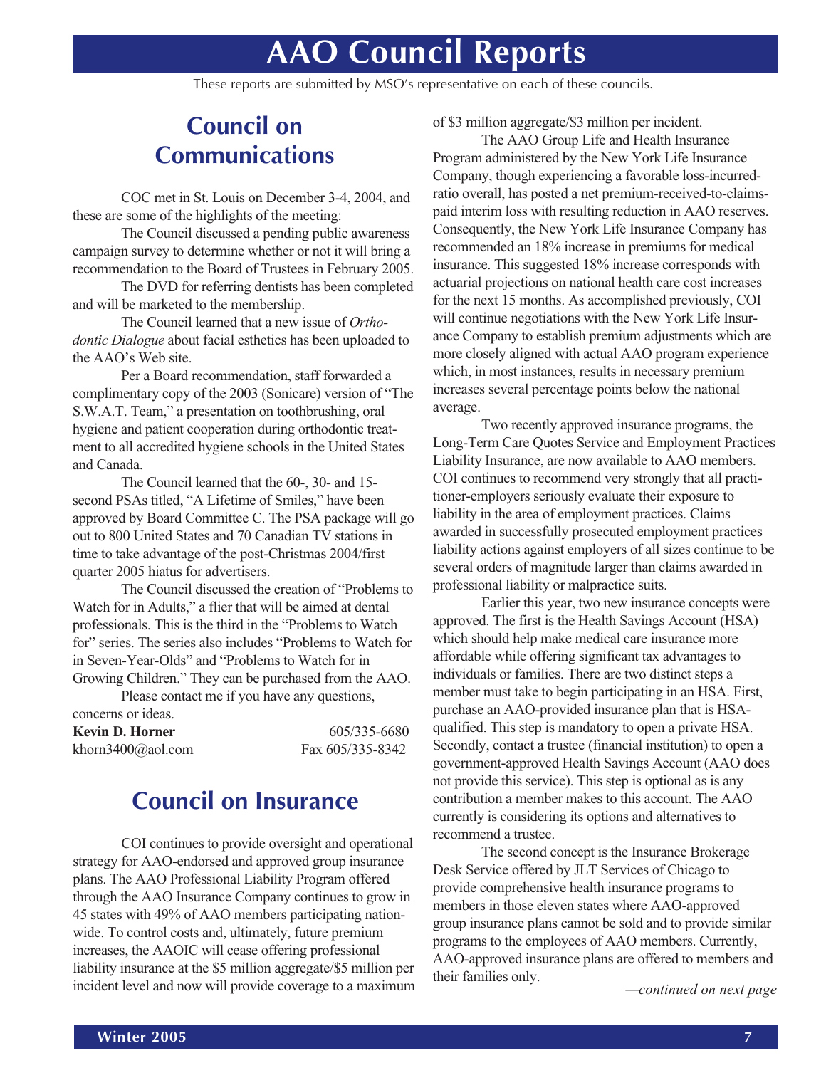# AAO Council Reports

These reports are submitted by MSO's representative on each of these councils.

## Council on Communications

COC met in St. Louis on December 3-4, 2004, and these are some of the highlights of the meeting:

The Council discussed a pending public awareness campaign survey to determine whether or not it will bring a recommendation to the Board of Trustees in February 2005.

The DVD for referring dentists has been completed and will be marketed to the membership.

The Council learned that a new issue of *Orthodontic Dialogue* about facial esthetics has been uploaded to the AAO's Web site.

Per a Board recommendation, staff forwarded a complimentary copy of the 2003 (Sonicare) version of "The S.W.A.T. Team," a presentation on toothbrushing, oral hygiene and patient cooperation during orthodontic treatment to all accredited hygiene schools in the United States and Canada.

The Council learned that the 60-, 30- and 15-second PSAs titled, "A Lifetime of Smiles," have been approved by Board Committee C. The PSA package will go out to 800 United States and 70 Canadian TV stations in time to take advantage of the post-Christmas 2004/first quarter 2005 hiatus for advertisers.

The Council discussed the creation of "Problems to Watch for in Adults," a flier that will be aimed at dental professionals. This is the third in the "Problems to Watch for" series. The series also includes "Problems to Watch for in Seven-Year-Olds" and "Problems to Watch for in Growing Children." They can be purchased from the AAO.

Please contact me if you have any questions, concerns or ideas.

**Kevin D. Horner** 605/335-6680
khorn3400@aol.com Fax 605/335-8342

## Council on Insurance

COI continues to provide oversight and operational strategy for AAO-endorsed and approved group insurance plans. The AAO Professional Liability Program offered through the AAO Insurance Company continues to grow in 45 states with 49% of AAO members participating nationwide. To control costs and, ultimately, future premium increases, the AAOIC will cease offering professional liability insurance at the $5 million aggregate/$5 million per incident level and now will provide coverage to a maximum of $3 million aggregate/$3 million per incident.

The AAO Group Life and Health Insurance Program administered by the New York Life Insurance Company, though experiencing a favorable loss-incurred-ratio overall, has posted a net premium-received-to-claims-paid interim loss with resulting reduction in AAO reserves. Consequently, the New York Life Insurance Company has recommended an 18% increase in premiums for medical insurance. This suggested 18% increase corresponds with actuarial projections on national health care cost increases for the next 15 months. As accomplished previously, COI will continue negotiations with the New York Life Insurance Company to establish premium adjustments which are more closely aligned with actual AAO program experience which, in most instances, results in necessary premium increases several percentage points below the national average.

Two recently approved insurance programs, the Long-Term Care Quotes Service and Employment Practices Liability Insurance, are now available to AAO members. COI continues to recommend very strongly that all practitioner-employers seriously evaluate their exposure to liability in the area of employment practices. Claims awarded in successfully prosecuted employment practices liability actions against employers of all sizes continue to be several orders of magnitude larger than claims awarded in professional liability or malpractice suits.

Earlier this year, two new insurance concepts were approved. The first is the Health Savings Account (HSA) which should help make medical care insurance more affordable while offering significant tax advantages to individuals or families. There are two distinct steps a member must take to begin participating in an HSA. First, purchase an AAO-provided insurance plan that is HSA-qualified. This step is mandatory to open a private HSA. Secondly, contact a trustee (financial institution) to open a government-approved Health Savings Account (AAO does not provide this service). This step is optional as is any contribution a member makes to this account. The AAO currently is considering its options and alternatives to recommend a trustee.

The second concept is the Insurance Brokerage Desk Service offered by JLT Services of Chicago to provide comprehensive health insurance programs to members in those eleven states where AAO-approved group insurance plans cannot be sold and to provide similar programs to the employees of AAO members. Currently, AAO-approved insurance plans are offered to members and their families only.

*—continued on next page*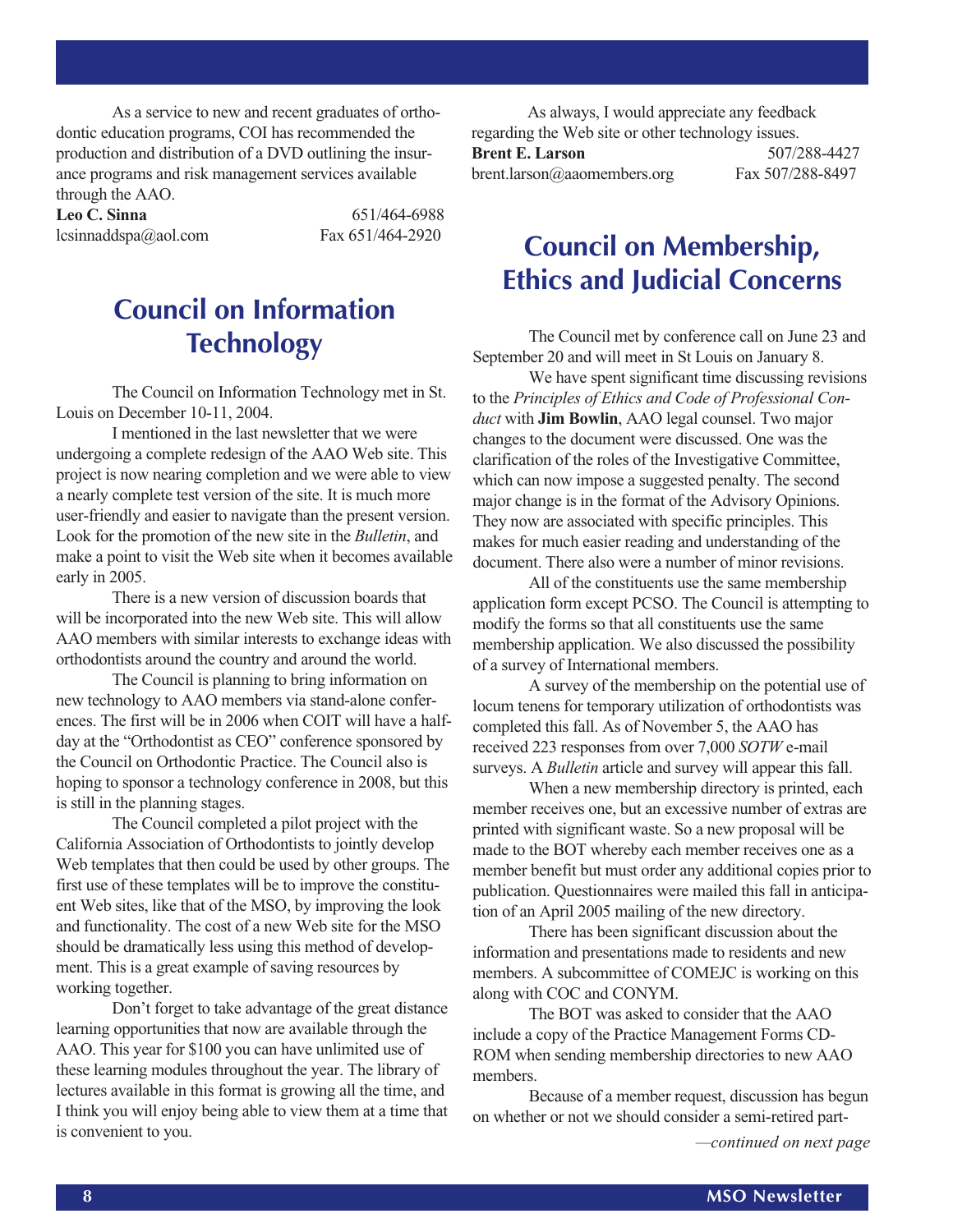As a service to new and recent graduates of orthodontic education programs, COI has recommended the production and distribution of a DVD outlining the insurance programs and risk management services available through the AAO.

**Leo C. Sinna** 651/464-6988
lcsinnaddspa@aol.com Fax 651/464-2920

## Council on Information Technology

The Council on Information Technology met in St. Louis on December 10-11, 2004.

I mentioned in the last newsletter that we were undergoing a complete redesign of the AAO Web site. This project is now nearing completion and we were able to view a nearly complete test version of the site. It is much more user-friendly and easier to navigate than the present version. Look for the promotion of the new site in the *Bulletin*, and make a point to visit the Web site when it becomes available early in 2005.

There is a new version of discussion boards that will be incorporated into the new Web site. This will allow AAO members with similar interests to exchange ideas with orthodontists around the country and around the world.

The Council is planning to bring information on new technology to AAO members via stand-alone conferences. The first will be in 2006 when COIT will have a half-day at the "Orthodontist as CEO" conference sponsored by the Council on Orthodontic Practice. The Council also is hoping to sponsor a technology conference in 2008, but this is still in the planning stages.

The Council completed a pilot project with the California Association of Orthodontists to jointly develop Web templates that then could be used by other groups. The first use of these templates will be to improve the constituent Web sites, like that of the MSO, by improving the look and functionality. The cost of a new Web site for the MSO should be dramatically less using this method of development. This is a great example of saving resources by working together.

Don't forget to take advantage of the great distance learning opportunities that now are available through the AAO. This year for $100 you can have unlimited use of these learning modules throughout the year. The library of lectures available in this format is growing all the time, and I think you will enjoy being able to view them at a time that is convenient to you.

As always, I would appreciate any feedback regarding the Web site or other technology issues.

**Brent E. Larson** 507/288-4427
brent.larson@aaomembers.org Fax 507/288-8497

## Council on Membership, Ethics and Judicial Concerns

The Council met by conference call on June 23 and September 20 and will meet in St Louis on January 8.

We have spent significant time discussing revisions to the *Principles of Ethics and Code of Professional Conduct* with **Jim Bowlin**, AAO legal counsel. Two major changes to the document were discussed. One was the clarification of the roles of the Investigative Committee, which can now impose a suggested penalty. The second major change is in the format of the Advisory Opinions. They now are associated with specific principles. This makes for much easier reading and understanding of the document. There also were a number of minor revisions.

All of the constituents use the same membership application form except PCSO. The Council is attempting to modify the forms so that all constituents use the same membership application. We also discussed the possibility of a survey of International members.

A survey of the membership on the potential use of locum tenens for temporary utilization of orthodontists was completed this fall. As of November 5, the AAO has received 223 responses from over 7,000 *SOTW* e-mail surveys. A *Bulletin* article and survey will appear this fall.

When a new membership directory is printed, each member receives one, but an excessive number of extras are printed with significant waste. So a new proposal will be made to the BOT whereby each member receives one as a member benefit but must order any additional copies prior to publication. Questionnaires were mailed this fall in anticipation of an April 2005 mailing of the new directory.

There has been significant discussion about the information and presentations made to residents and new members. A subcommittee of COMEJC is working on this along with COC and CONYM.

The BOT was asked to consider that the AAO include a copy of the Practice Management Forms CD-ROM when sending membership directories to new AAO members.

Because of a member request, discussion has begun on whether or not we should consider a semi-retired part-

*—continued on next page*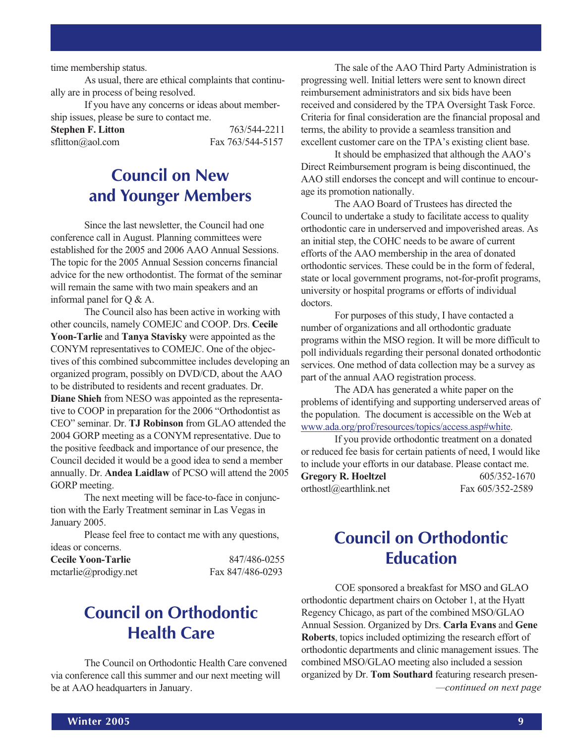time membership status.

As usual, there are ethical complaints that continually are in process of being resolved.

If you have any concerns or ideas about membership issues, please be sure to contact me.

**Stephen F. Litton** 763/544-2211
sflitton@aol.com Fax 763/544-5157

## Council on New and Younger Members

Since the last newsletter, the Council had one conference call in August. Planning committees were established for the 2005 and 2006 AAO Annual Sessions. The topic for the 2005 Annual Session concerns financial advice for the new orthodontist. The format of the seminar will remain the same with two main speakers and an informal panel for Q & A.

The Council also has been active in working with other councils, namely COMEJC and COOP. Drs. **Cecile Yoon-Tarlie** and **Tanya Stavisky** were appointed as the CONYM representatives to COMEJC. One of the objectives of this combined subcommittee includes developing an organized program, possibly on DVD/CD, about the AAO to be distributed to residents and recent graduates. Dr. **Diane Shieh** from NESO was appointed as the representative to COOP in preparation for the 2006 "Orthodontist as CEO" seminar. Dr. **TJ Robinson** from GLAO attended the 2004 GORP meeting as a CONYM representative. Due to the positive feedback and importance of our presence, the Council decided it would be a good idea to send a member annually. Dr. **Andea Laidlaw** of PCSO will attend the 2005 GORP meeting.

The next meeting will be face-to-face in conjunction with the Early Treatment seminar in Las Vegas in January 2005.

Please feel free to contact me with any questions, ideas or concerns.

**Cecile Yoon-Tarlie** 847/486-0255
mctarlie@prodigy.net Fax 847/486-0293

## Council on Orthodontic Health Care

The Council on Orthodontic Health Care convened via conference call this summer and our next meeting will be at AAO headquarters in January.

The sale of the AAO Third Party Administration is progressing well. Initial letters were sent to known direct reimbursement administrators and six bids have been received and considered by the TPA Oversight Task Force. Criteria for final consideration are the financial proposal and terms, the ability to provide a seamless transition and excellent customer care on the TPA's existing client base.

It should be emphasized that although the AAO's Direct Reimbursement program is being discontinued, the AAO still endorses the concept and will continue to encourage its promotion nationally.

The AAO Board of Trustees has directed the Council to undertake a study to facilitate access to quality orthodontic care in underserved and impoverished areas. As an initial step, the COHC needs to be aware of current efforts of the AAO membership in the area of donated orthodontic services. These could be in the form of federal, state or local government programs, not-for-profit programs, university or hospital programs or efforts of individual doctors.

For purposes of this study, I have contacted a number of organizations and all orthodontic graduate programs within the MSO region. It will be more difficult to poll individuals regarding their personal donated orthodontic services. One method of data collection may be a survey as part of the annual AAO registration process.

The ADA has generated a white paper on the problems of identifying and supporting underserved areas of the population. The document is accessible on the Web at www.ada.org/prof/resources/topics/access.asp#white.

If you provide orthodontic treatment on a donated or reduced fee basis for certain patients of need, I would like to include your efforts in our database. Please contact me.

**Gregory R. Hoeltzel** 605/352-1670
orthostl@earthlink.net Fax 605/352-2589

## Council on Orthodontic Education

COE sponsored a breakfast for MSO and GLAO orthodontic department chairs on October 1, at the Hyatt Regency Chicago, as part of the combined MSO/GLAO Annual Session. Organized by Drs. **Carla Evans** and **Gene Roberts**, topics included optimizing the research effort of orthodontic departments and clinic management issues. The combined MSO/GLAO meeting also included a session organized by Dr. **Tom Southard** featuring research presen-

*—continued on next page*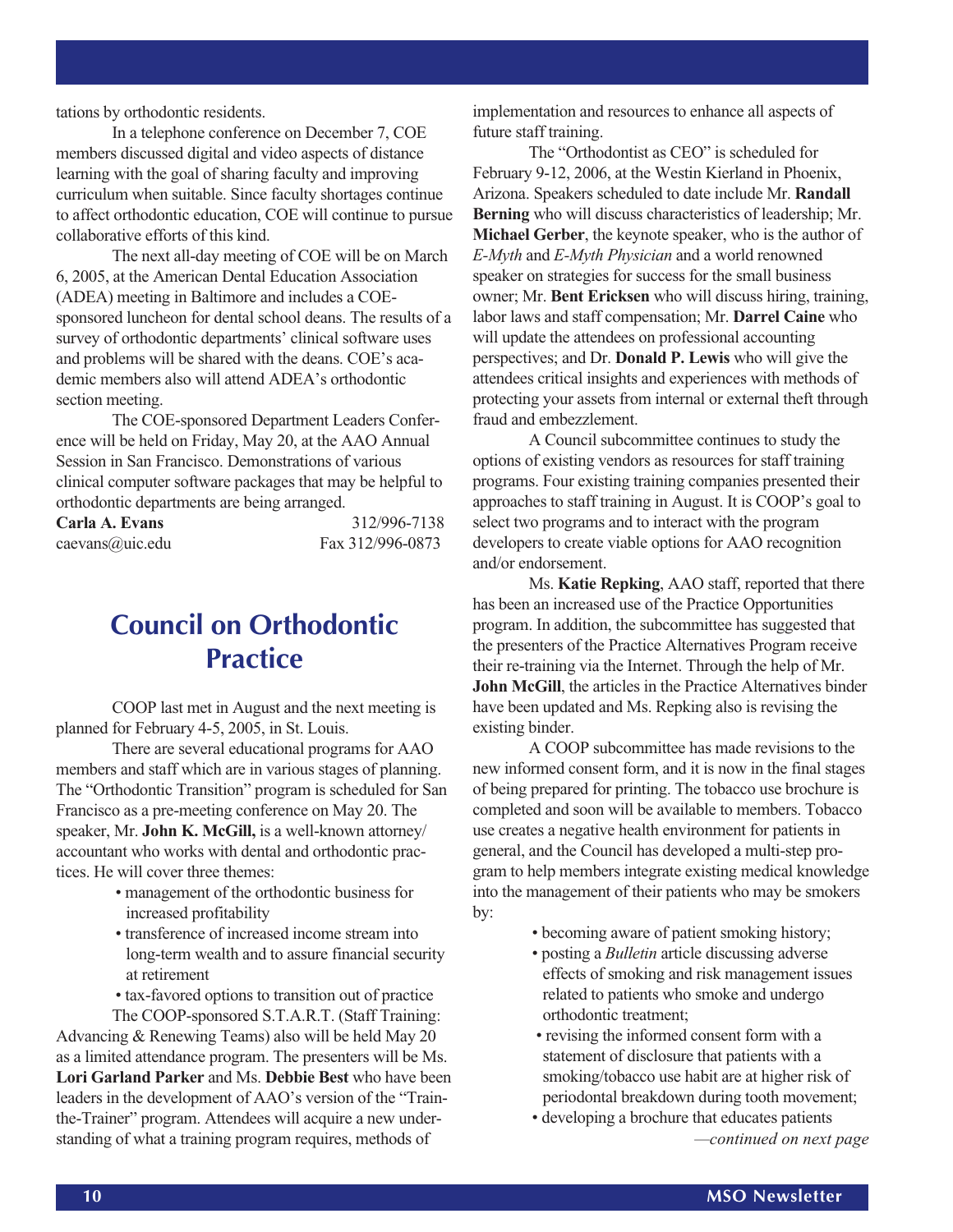tations by orthodontic residents.

In a telephone conference on December 7, COE members discussed digital and video aspects of distance learning with the goal of sharing faculty and improving curriculum when suitable. Since faculty shortages continue to affect orthodontic education, COE will continue to pursue collaborative efforts of this kind.

The next all-day meeting of COE will be on March 6, 2005, at the American Dental Education Association (ADEA) meeting in Baltimore and includes a COE-sponsored luncheon for dental school deans. The results of a survey of orthodontic departments' clinical software uses and problems will be shared with the deans. COE's academic members also will attend ADEA's orthodontic section meeting.

The COE-sponsored Department Leaders Conference will be held on Friday, May 20, at the AAO Annual Session in San Francisco. Demonstrations of various clinical computer software packages that may be helpful to orthodontic departments are being arranged.

**Carla A. Evans** 312/996-7138
caevans@uic.edu Fax 312/996-0873

## Council on Orthodontic Practice

COOP last met in August and the next meeting is planned for February 4-5, 2005, in St. Louis.

There are several educational programs for AAO members and staff which are in various stages of planning. The "Orthodontic Transition" program is scheduled for San Francisco as a pre-meeting conference on May 20. The speaker, Mr. **John K. McGill,** is a well-known attorney/accountant who works with dental and orthodontic practices. He will cover three themes:

- management of the orthodontic business for increased profitability
- transference of increased income stream into long-term wealth and to assure financial security at retirement
- tax-favored options to transition out of practice

The COOP-sponsored S.T.A.R.T. (Staff Training: Advancing & Renewing Teams) also will be held May 20 as a limited attendance program. The presenters will be Ms. **Lori Garland Parker** and Ms. **Debbie Best** who have been leaders in the development of AAO's version of the "Train-the-Trainer" program. Attendees will acquire a new understanding of what a training program requires, methods of implementation and resources to enhance all aspects of future staff training.

The "Orthodontist as CEO" is scheduled for February 9-12, 2006, at the Westin Kierland in Phoenix, Arizona. Speakers scheduled to date include Mr. **Randall Berning** who will discuss characteristics of leadership; Mr. **Michael Gerber**, the keynote speaker, who is the author of *E-Myth* and *E-Myth Physician* and a world renowned speaker on strategies for success for the small business owner; Mr. **Bent Ericksen** who will discuss hiring, training, labor laws and staff compensation; Mr. **Darrel Caine** who will update the attendees on professional accounting perspectives; and Dr. **Donald P. Lewis** who will give the attendees critical insights and experiences with methods of protecting your assets from internal or external theft through fraud and embezzlement.

A Council subcommittee continues to study the options of existing vendors as resources for staff training programs. Four existing training companies presented their approaches to staff training in August. It is COOP's goal to select two programs and to interact with the program developers to create viable options for AAO recognition and/or endorsement.

Ms. **Katie Repking**, AAO staff, reported that there has been an increased use of the Practice Opportunities program. In addition, the subcommittee has suggested that the presenters of the Practice Alternatives Program receive their re-training via the Internet. Through the help of Mr. **John McGill**, the articles in the Practice Alternatives binder have been updated and Ms. Repking also is revising the existing binder.

A COOP subcommittee has made revisions to the new informed consent form, and it is now in the final stages of being prepared for printing. The tobacco use brochure is completed and soon will be available to members. Tobacco use creates a negative health environment for patients in general, and the Council has developed a multi-step program to help members integrate existing medical knowledge into the management of their patients who may be smokers by:

- becoming aware of patient smoking history;
- posting a *Bulletin* article discussing adverse effects of smoking and risk management issues related to patients who smoke and undergo orthodontic treatment;
- revising the informed consent form with a statement of disclosure that patients with a smoking/tobacco use habit are at higher risk of periodontal breakdown during tooth movement;
- developing a brochure that educates patients

*—continued on next page*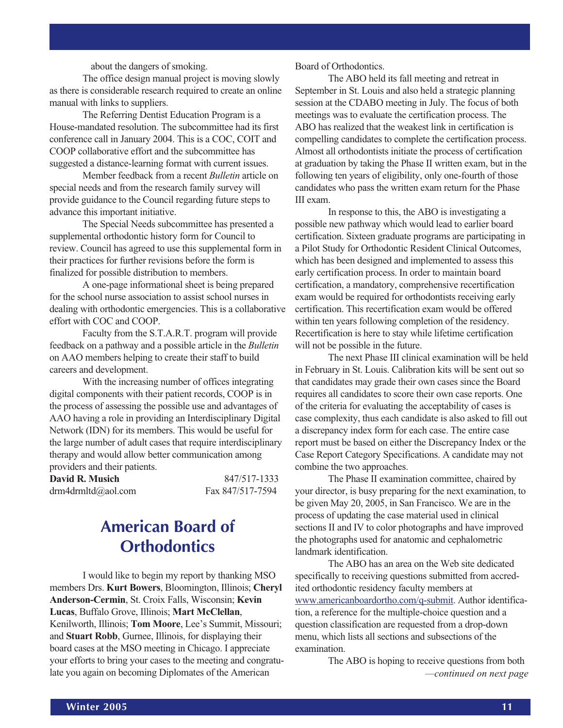about the dangers of smoking.

The office design manual project is moving slowly as there is considerable research required to create an online manual with links to suppliers.

The Referring Dentist Education Program is a House-mandated resolution. The subcommittee had its first conference call in January 2004. This is a COC, COIT and COOP collaborative effort and the subcommittee has suggested a distance-learning format with current issues.

Member feedback from a recent *Bulletin* article on special needs and from the research family survey will provide guidance to the Council regarding future steps to advance this important initiative.

The Special Needs subcommittee has presented a supplemental orthodontic history form for Council to review. Council has agreed to use this supplemental form in their practices for further revisions before the form is finalized for possible distribution to members.

A one-page informational sheet is being prepared for the school nurse association to assist school nurses in dealing with orthodontic emergencies. This is a collaborative effort with COC and COOP.

Faculty from the S.T.A.R.T. program will provide feedback on a pathway and a possible article in the *Bulletin* on AAO members helping to create their staff to build careers and development.

With the increasing number of offices integrating digital components with their patient records, COOP is in the process of assessing the possible use and advantages of AAO having a role in providing an Interdisciplinary Digital Network (IDN) for its members. This would be useful for the large number of adult cases that require interdisciplinary therapy and would allow better communication among providers and their patients.

**David R. Musich** 847/517-1333
drm4drmltd@aol.com Fax 847/517-7594

## American Board of Orthodontics

I would like to begin my report by thanking MSO members Drs. **Kurt Bowers**, Bloomington, Illinois; **Cheryl Anderson-Cermin**, St. Croix Falls, Wisconsin; **Kevin Lucas**, Buffalo Grove, Illinois; **Mart McClellan**, Kenilworth, Illinois; **Tom Moore**, Lee's Summit, Missouri; and **Stuart Robb**, Gurnee, Illinois, for displaying their board cases at the MSO meeting in Chicago. I appreciate your efforts to bring your cases to the meeting and congratulate you again on becoming Diplomates of the American Board of Orthodontics.

The ABO held its fall meeting and retreat in September in St. Louis and also held a strategic planning session at the CDABO meeting in July. The focus of both meetings was to evaluate the certification process. The ABO has realized that the weakest link in certification is compelling candidates to complete the certification process. Almost all orthodontists initiate the process of certification at graduation by taking the Phase II written exam, but in the following ten years of eligibility, only one-fourth of those candidates who pass the written exam return for the Phase III exam.

In response to this, the ABO is investigating a possible new pathway which would lead to earlier board certification. Sixteen graduate programs are participating in a Pilot Study for Orthodontic Resident Clinical Outcomes, which has been designed and implemented to assess this early certification process. In order to maintain board certification, a mandatory, comprehensive recertification exam would be required for orthodontists receiving early certification. This recertification exam would be offered within ten years following completion of the residency. Recertification is here to stay while lifetime certification will not be possible in the future.

The next Phase III clinical examination will be held in February in St. Louis. Calibration kits will be sent out so that candidates may grade their own cases since the Board requires all candidates to score their own case reports. One of the criteria for evaluating the acceptability of cases is case complexity, thus each candidate is also asked to fill out a discrepancy index form for each case. The entire case report must be based on either the Discrepancy Index or the Case Report Category Specifications. A candidate may not combine the two approaches.

The Phase II examination committee, chaired by your director, is busy preparing for the next examination, to be given May 20, 2005, in San Francisco. We are in the process of updating the case material used in clinical sections II and IV to color photographs and have improved the photographs used for anatomic and cephalometric landmark identification.

The ABO has an area on the Web site dedicated specifically to receiving questions submitted from accredited orthodontic residency faculty members at www.americanboardortho.com/q-submit. Author identification, a reference for the multiple-choice question and a question classification are requested from a drop-down menu, which lists all sections and subsections of the examination.

The ABO is hoping to receive questions from both

*—continued on next page*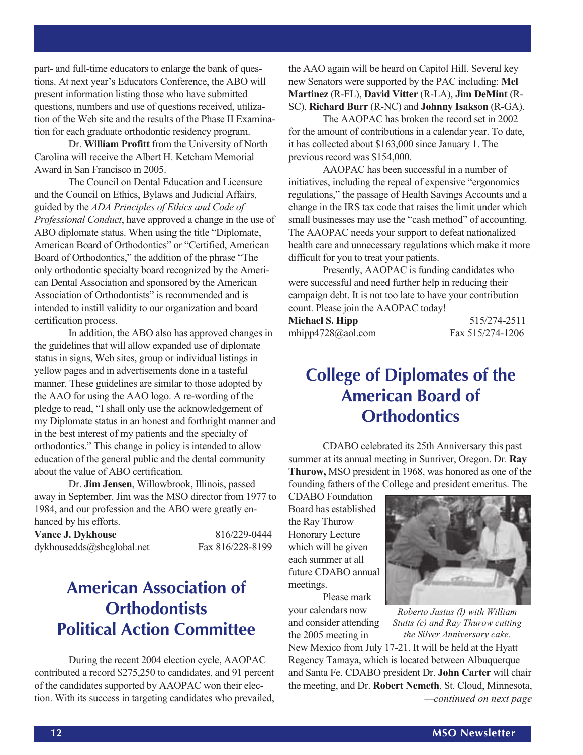part- and full-time educators to enlarge the bank of questions. At next year's Educators Conference, the ABO will present information listing those who have submitted questions, numbers and use of questions received, utilization of the Web site and the results of the Phase II Examination for each graduate orthodontic residency program.

Dr. **William Profitt** from the University of North Carolina will receive the Albert H. Ketcham Memorial Award in San Francisco in 2005.

The Council on Dental Education and Licensure and the Council on Ethics, Bylaws and Judicial Affairs, guided by the *ADA Principles of Ethics and Code of Professional Conduct*, have approved a change in the use of ABO diplomate status. When using the title "Diplomate, American Board of Orthodontics" or "Certified, American Board of Orthodontics," the addition of the phrase "The only orthodontic specialty board recognized by the American Dental Association and sponsored by the American Association of Orthodontists" is recommended and is intended to instill validity to our organization and board certification process.

In addition, the ABO also has approved changes in the guidelines that will allow expanded use of diplomate status in signs, Web sites, group or individual listings in yellow pages and in advertisements done in a tasteful manner. These guidelines are similar to those adopted by the AAO for using the AAO logo. A re-wording of the pledge to read, "I shall only use the acknowledgement of my Diplomate status in an honest and forthright manner and in the best interest of my patients and the specialty of orthodontics." This change in policy is intended to allow education of the general public and the dental community about the value of ABO certification.

Dr. **Jim Jensen**, Willowbrook, Illinois, passed away in September. Jim was the MSO director from 1977 to 1984, and our profession and the ABO were greatly enhanced by his efforts.

**Vance J. Dykhouse** 816/229-0444
dykhousedds@sbcglobal.net Fax 816/228-8199

## American Association of Orthodontists Political Action Committee

During the recent 2004 election cycle, AAOPAC contributed a record $275,250 to candidates, and 91 percent of the candidates supported by AAOPAC won their election. With its success in targeting candidates who prevailed, the AAO again will be heard on Capitol Hill. Several key new Senators were supported by the PAC including: **Mel Martinez** (R-FL), **David Vitter** (R-LA), **Jim DeMint** (R-SC), **Richard Burr** (R-NC) and **Johnny Isakson** (R-GA).

The AAOPAC has broken the record set in 2002 for the amount of contributions in a calendar year. To date, it has collected about $163,000 since January 1. The previous record was $154,000.

AAOPAC has been successful in a number of initiatives, including the repeal of expensive "ergonomics regulations," the passage of Health Savings Accounts and a change in the IRS tax code that raises the limit under which small businesses may use the "cash method" of accounting. The AAOPAC needs your support to defeat nationalized health care and unnecessary regulations which make it more difficult for you to treat your patients.

Presently, AAOPAC is funding candidates who were successful and need further help in reducing their campaign debt. It is not too late to have your contribution count. Please join the AAOPAC today!

**Michael S. Hipp** 515/274-2511
mhipp4728@aol.com Fax 515/274-1206

## College of Diplomates of the American Board of Orthodontics

CDABO celebrated its 25th Anniversary this past summer at its annual meeting in Sunriver, Oregon. Dr. **Ray Thurow,** MSO president in 1968, was honored as one of the founding fathers of the College and president emeritus. The CDABO Foundation Board has established the Ray Thurow Honorary Lecture which will be given each summer at all future CDABO annual meetings.

*Roberto Justus (l) with William Stutts (c) and Ray Thurow cutting the Silver Anniversary cake.*

Please mark your calendars now and consider attending the 2005 meeting in New Mexico from July 17-21. It will be held at the Hyatt Regency Tamaya, which is located between Albuquerque and Santa Fe. CDABO president Dr. **John Carter** will chair the meeting, and Dr. **Robert Nemeth**, St. Cloud, Minnesota,

*—continued on next page*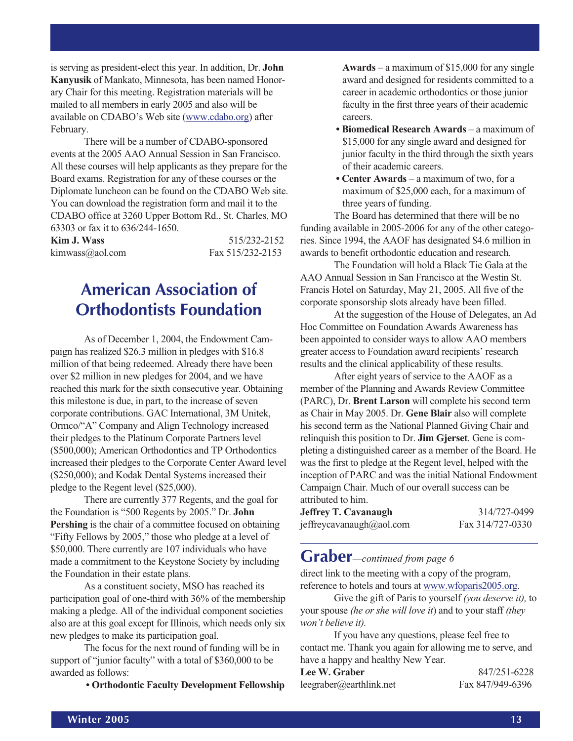is serving as president-elect this year. In addition, Dr. **John Kanyusik** of Mankato, Minnesota, has been named Honorary Chair for this meeting. Registration materials will be mailed to all members in early 2005 and also will be available on CDABO's Web site (www.cdabo.org) after February.

There will be a number of CDABO-sponsored events at the 2005 AAO Annual Session in San Francisco. All these courses will help applicants as they prepare for the Board exams. Registration for any of these courses or the Diplomate luncheon can be found on the CDABO Web site. You can download the registration form and mail it to the CDABO office at 3260 Upper Bottom Rd., St. Charles, MO 63303 or fax it to 636/244-1650.

**Kim J. Wass** 515/232-2152
kimwass@aol.com Fax 515/232-2153

## American Association of Orthodontists Foundation

As of December 1, 2004, the Endowment Campaign has realized $26.3 million in pledges with $16.8 million of that being redeemed. Already there have been over $2 million in new pledges for 2004, and we have reached this mark for the sixth consecutive year. Obtaining this milestone is due, in part, to the increase of seven corporate contributions. GAC International, 3M Unitek, Ormco/"A" Company and Align Technology increased their pledges to the Platinum Corporate Partners level ($500,000); American Orthodontics and TP Orthodontics increased their pledges to the Corporate Center Award level ($250,000); and Kodak Dental Systems increased their pledge to the Regent level ($25,000).

There are currently 377 Regents, and the goal for the Foundation is "500 Regents by 2005." Dr. **John Pershing** is the chair of a committee focused on obtaining "Fifty Fellows by 2005," those who pledge at a level of $50,000. There currently are 107 individuals who have made a commitment to the Keystone Society by including the Foundation in their estate plans.

As a constituent society, MSO has reached its participation goal of one-third with 36% of the membership making a pledge. All of the individual component societies also are at this goal except for Illinois, which needs only six new pledges to make its participation goal.

The focus for the next round of funding will be in support of "junior faculty" with a total of $360,000 to be awarded as follows:

- **Orthodontic Faculty Development Fellowship Awards** – a maximum of $15,000 for any single award and designed for residents committed to a career in academic orthodontics or those junior faculty in the first three years of their academic careers.
- **Biomedical Research Awards** – a maximum of $15,000 for any single award and designed for junior faculty in the third through the sixth years of their academic careers.
- **Center Awards** – a maximum of two, for a maximum of $25,000 each, for a maximum of three years of funding.

The Board has determined that there will be no funding available in 2005-2006 for any of the other categories. Since 1994, the AAOF has designated $4.6 million in awards to benefit orthodontic education and research.

The Foundation will hold a Black Tie Gala at the AAO Annual Session in San Francisco at the Westin St. Francis Hotel on Saturday, May 21, 2005. All five of the corporate sponsorship slots already have been filled.

At the suggestion of the House of Delegates, an Ad Hoc Committee on Foundation Awards Awareness has been appointed to consider ways to allow AAO members greater access to Foundation award recipients' research results and the clinical applicability of these results.

After eight years of service to the AAOF as a member of the Planning and Awards Review Committee (PARC), Dr. **Brent Larson** will complete his second term as Chair in May 2005. Dr. **Gene Blair** also will complete his second term as the National Planned Giving Chair and relinquish this position to Dr. **Jim Gjerset**. Gene is completing a distinguished career as a member of the Board. He was the first to pledge at the Regent level, helped with the inception of PARC and was the initial National Endowment Campaign Chair. Much of our overall success can be attributed to him.

**Jeffrey T. Cavanaugh** 314/727-0499
jeffreycavanaugh@aol.com Fax 314/727-0330

## Graber—*continued from page 6*

direct link to the meeting with a copy of the program, reference to hotels and tours at www.wfoparis2005.org.

Give the gift of Paris to yourself *(you deserve it),* to your spouse *(he or she will love it*) and to your staff *(they won't believe it).*

If you have any questions, please feel free to contact me. Thank you again for allowing me to serve, and have a happy and healthy New Year.

**Lee W. Graber** 847/251-6228
leegraber@earthlink.net Fax 847/949-6396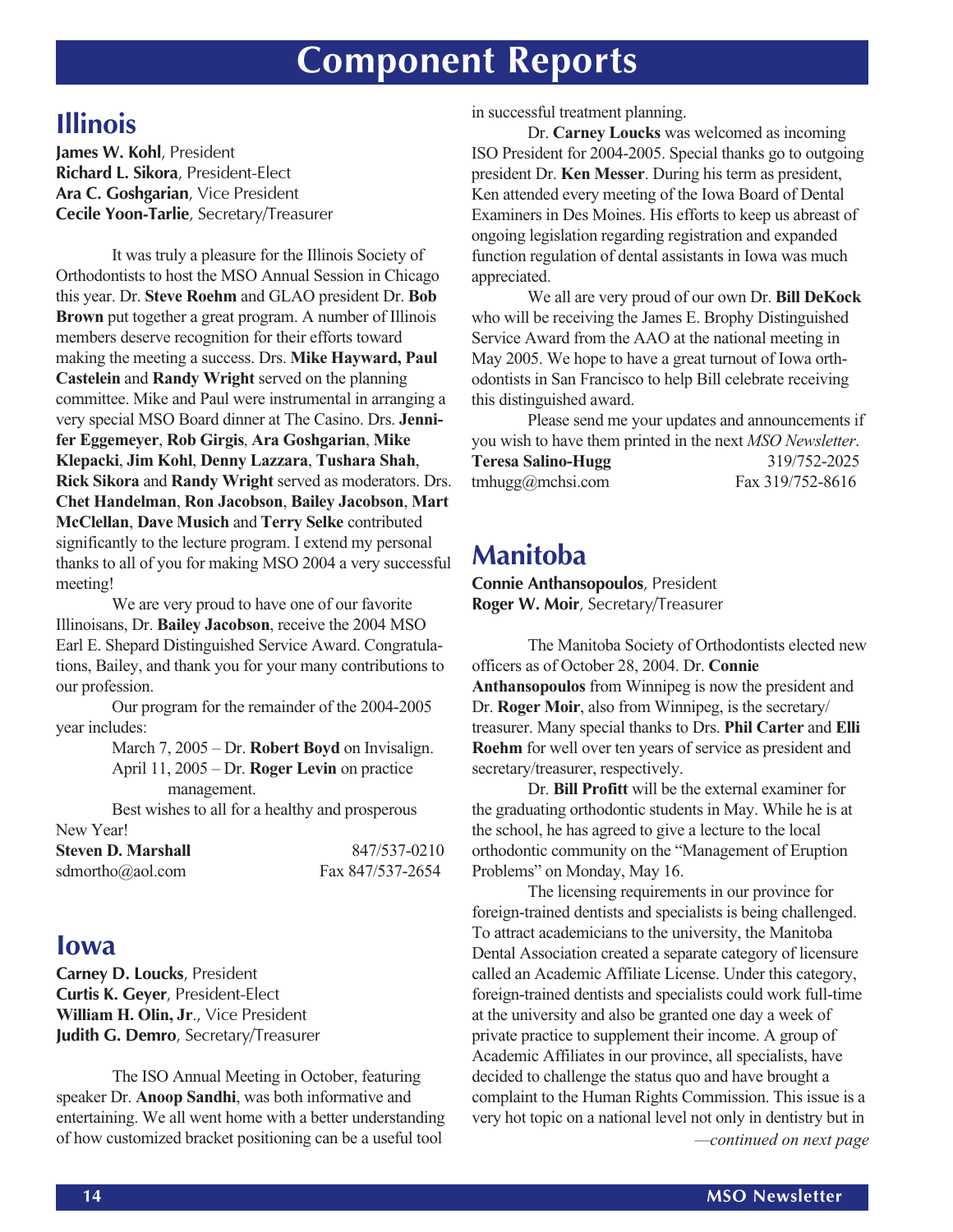# Component Reports

## Illinois

**James W. Kohl**, President
**Richard L. Sikora**, President-Elect
**Ara C. Goshgarian**, Vice President
**Cecile Yoon-Tarlie**, Secretary/Treasurer

It was truly a pleasure for the Illinois Society of Orthodontists to host the MSO Annual Session in Chicago this year. Dr. **Steve Roehm** and GLAO president Dr. **Bob Brown** put together a great program. A number of Illinois members deserve recognition for their efforts toward making the meeting a success. Drs. **Mike Hayward, Paul Castelein** and **Randy Wright** served on the planning committee. Mike and Paul were instrumental in arranging a very special MSO Board dinner at The Casino. Drs. **Jennifer Eggemeyer**, **Rob Girgis**, **Ara Goshgarian**, **Mike Klepacki**, **Jim Kohl**, **Denny Lazzara**, **Tushara Shah**, **Rick Sikora** and **Randy Wright** served as moderators. Drs. **Chet Handelman**, **Ron Jacobson**, **Bailey Jacobson**, **Mart McClellan**, **Dave Musich** and **Terry Selke** contributed significantly to the lecture program. I extend my personal thanks to all of you for making MSO 2004 a very successful meeting!

We are very proud to have one of our favorite Illinoisans, Dr. **Bailey Jacobson**, receive the 2004 MSO Earl E. Shepard Distinguished Service Award. Congratulations, Bailey, and thank you for your many contributions to our profession.

Our program for the remainder of the 2004-2005 year includes:

March 7, 2005 – Dr. **Robert Boyd** on Invisalign.
April 11, 2005 – Dr. **Roger Levin** on practice management.

Best wishes to all for a healthy and prosperous New Year!

**Steven D. Marshall** 847/537-0210
sdmortho@aol.com Fax 847/537-2654

## Iowa

**Carney D. Loucks**, President
**Curtis K. Geyer**, President-Elect
**William H. Olin, Jr**., Vice President
**Judith G. Demro**, Secretary/Treasurer

The ISO Annual Meeting in October, featuring speaker Dr. **Anoop Sandhi**, was both informative and entertaining. We all went home with a better understanding of how customized bracket positioning can be a useful tool in successful treatment planning.

Dr. **Carney Loucks** was welcomed as incoming ISO President for 2004-2005. Special thanks go to outgoing president Dr. **Ken Messer**. During his term as president, Ken attended every meeting of the Iowa Board of Dental Examiners in Des Moines. His efforts to keep us abreast of ongoing legislation regarding registration and expanded function regulation of dental assistants in Iowa was much appreciated.

We all are very proud of our own Dr. **Bill DeKock** who will be receiving the James E. Brophy Distinguished Service Award from the AAO at the national meeting in May 2005. We hope to have a great turnout of Iowa orthodontists in San Francisco to help Bill celebrate receiving this distinguished award.

Please send me your updates and announcements if you wish to have them printed in the next *MSO Newsletter*.

**Teresa Salino-Hugg** 319/752-2025
tmhugg@mchsi.com Fax 319/752-8616

## Manitoba

**Connie Anthansopoulos**, President
**Roger W. Moir**, Secretary/Treasurer

The Manitoba Society of Orthodontists elected new officers as of October 28, 2004. Dr. **Connie Anthansopoulos** from Winnipeg is now the president and Dr. **Roger Moir**, also from Winnipeg, is the secretary/treasurer. Many special thanks to Drs. **Phil Carter** and **Elli Roehm** for well over ten years of service as president and secretary/treasurer, respectively.

Dr. **Bill Profitt** will be the external examiner for the graduating orthodontic students in May. While he is at the school, he has agreed to give a lecture to the local orthodontic community on the "Management of Eruption Problems" on Monday, May 16.

The licensing requirements in our province for foreign-trained dentists and specialists is being challenged. To attract academicians to the university, the Manitoba Dental Association created a separate category of licensure called an Academic Affiliate License. Under this category, foreign-trained dentists and specialists could work full-time at the university and also be granted one day a week of private practice to supplement their income. A group of Academic Affiliates in our province, all specialists, have decided to challenge the status quo and have brought a complaint to the Human Rights Commission. This issue is a very hot topic on a national level not only in dentistry but in

*—continued on next page*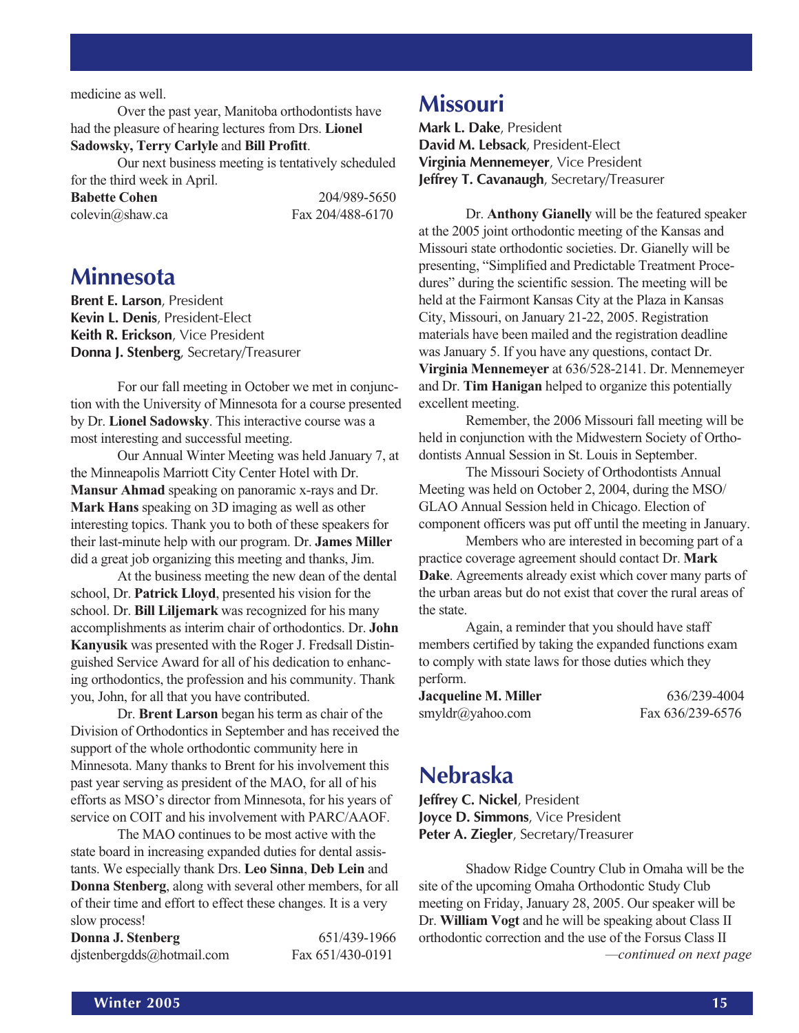medicine as well.

Over the past year, Manitoba orthodontists have had the pleasure of hearing lectures from Drs. **Lionel Sadowsky, Terry Carlyle** and **Bill Profitt**.

Our next business meeting is tentatively scheduled for the third week in April.

**Babette Cohen** 204/989-5650
colevin@shaw.ca Fax 204/488-6170

## Minnesota

**Brent E. Larson**, President
**Kevin L. Denis**, President-Elect
**Keith R. Erickson**, Vice President
**Donna J. Stenberg**, Secretary/Treasurer

For our fall meeting in October we met in conjunction with the University of Minnesota for a course presented by Dr. **Lionel Sadowsky**. This interactive course was a most interesting and successful meeting.

Our Annual Winter Meeting was held January 7, at the Minneapolis Marriott City Center Hotel with Dr. **Mansur Ahmad** speaking on panoramic x-rays and Dr. **Mark Hans** speaking on 3D imaging as well as other interesting topics. Thank you to both of these speakers for their last-minute help with our program. Dr. **James Miller** did a great job organizing this meeting and thanks, Jim.

At the business meeting the new dean of the dental school, Dr. **Patrick Lloyd**, presented his vision for the school. Dr. **Bill Liljemark** was recognized for his many accomplishments as interim chair of orthodontics. Dr. **John Kanyusik** was presented with the Roger J. Fredsall Distinguished Service Award for all of his dedication to enhancing orthodontics, the profession and his community. Thank you, John, for all that you have contributed.

Dr. **Brent Larson** began his term as chair of the Division of Orthodontics in September and has received the support of the whole orthodontic community here in Minnesota. Many thanks to Brent for his involvement this past year serving as president of the MAO, for all of his efforts as MSO's director from Minnesota, for his years of service on COIT and his involvement with PARC/AAOF.

The MAO continues to be most active with the state board in increasing expanded duties for dental assistants. We especially thank Drs. **Leo Sinna**, **Deb Lein** and **Donna Stenberg**, along with several other members, for all of their time and effort to effect these changes. It is a very slow process!

**Donna J. Stenberg** 651/439-1966
djstenbergdds@hotmail.com Fax 651/430-0191

## Missouri

**Mark L. Dake**, President
**David M. Lebsack**, President-Elect
**Virginia Mennemeyer**, Vice President
**Jeffrey T. Cavanaugh**, Secretary/Treasurer

Dr. **Anthony Gianelly** will be the featured speaker at the 2005 joint orthodontic meeting of the Kansas and Missouri state orthodontic societies. Dr. Gianelly will be presenting, "Simplified and Predictable Treatment Procedures" during the scientific session. The meeting will be held at the Fairmont Kansas City at the Plaza in Kansas City, Missouri, on January 21-22, 2005. Registration materials have been mailed and the registration deadline was January 5. If you have any questions, contact Dr. **Virginia Mennemeyer** at 636/528-2141. Dr. Mennemeyer and Dr. **Tim Hanigan** helped to organize this potentially excellent meeting.

Remember, the 2006 Missouri fall meeting will be held in conjunction with the Midwestern Society of Orthodontists Annual Session in St. Louis in September.

The Missouri Society of Orthodontists Annual Meeting was held on October 2, 2004, during the MSO/GLAO Annual Session held in Chicago. Election of component officers was put off until the meeting in January.

Members who are interested in becoming part of a practice coverage agreement should contact Dr. **Mark Dake**. Agreements already exist which cover many parts of the urban areas but do not exist that cover the rural areas of the state.

Again, a reminder that you should have staff members certified by taking the expanded functions exam to comply with state laws for those duties which they perform.

**Jacqueline M. Miller** 636/239-4004
smyldr@yahoo.com Fax 636/239-6576

## Nebraska

**Jeffrey C. Nickel**, President
**Joyce D. Simmons**, Vice President
**Peter A. Ziegler**, Secretary/Treasurer

Shadow Ridge Country Club in Omaha will be the site of the upcoming Omaha Orthodontic Study Club meeting on Friday, January 28, 2005. Our speaker will be Dr. **William Vogt** and he will be speaking about Class II orthodontic correction and the use of the Forsus Class II

*—continued on next page*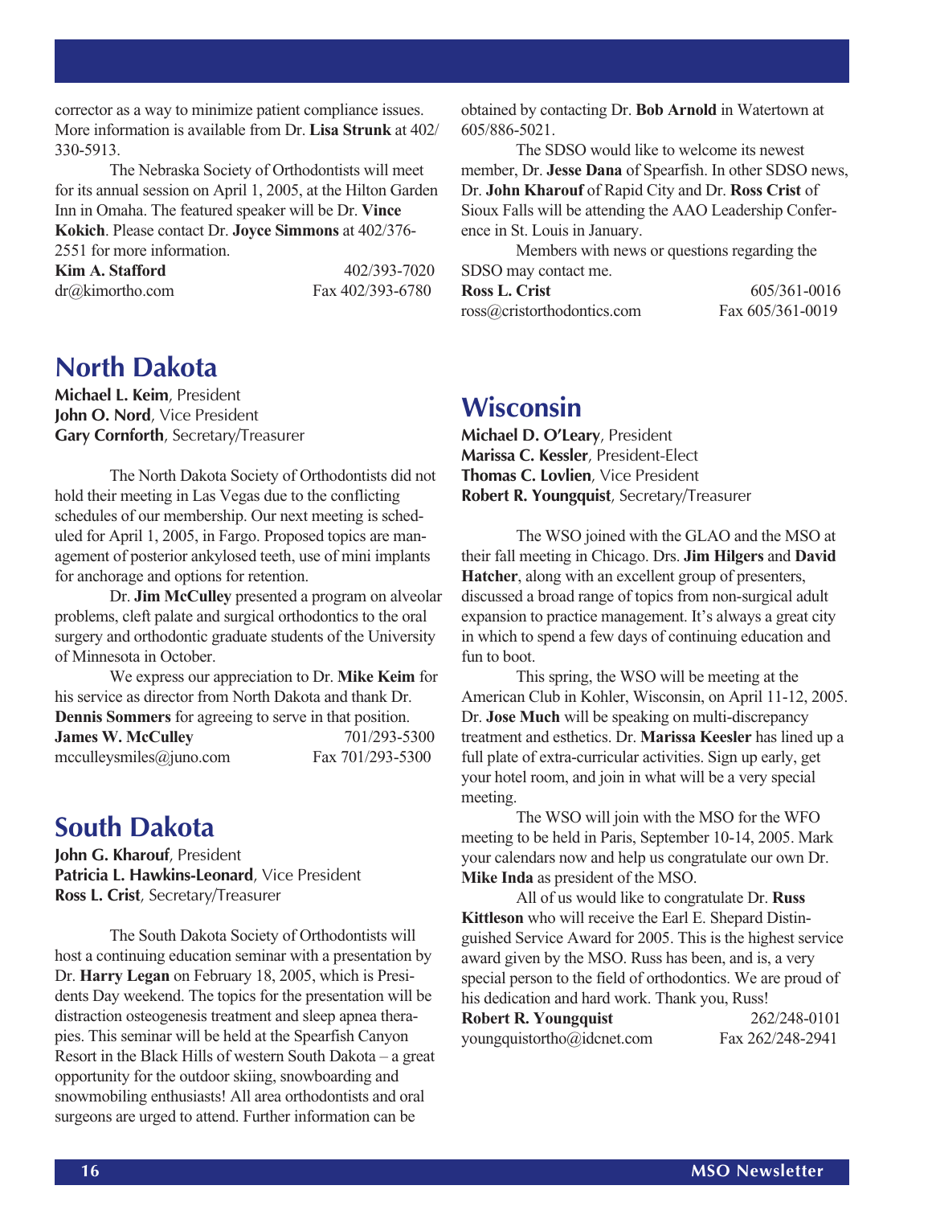corrector as a way to minimize patient compliance issues. More information is available from Dr. **Lisa Strunk** at 402/330-5913.

The Nebraska Society of Orthodontists will meet for its annual session on April 1, 2005, at the Hilton Garden Inn in Omaha. The featured speaker will be Dr. **Vince Kokich**. Please contact Dr. **Joyce Simmons** at 402/376-2551 for more information.

**Kim A. Stafford** 402/393-7020
dr@kimortho.com Fax 402/393-6780

## North Dakota

**Michael L. Keim**, President
**John O. Nord**, Vice President
**Gary Cornforth**, Secretary/Treasurer

The North Dakota Society of Orthodontists did not hold their meeting in Las Vegas due to the conflicting schedules of our membership. Our next meeting is scheduled for April 1, 2005, in Fargo. Proposed topics are management of posterior ankylosed teeth, use of mini implants for anchorage and options for retention.

Dr. **Jim McCulley** presented a program on alveolar problems, cleft palate and surgical orthodontics to the oral surgery and orthodontic graduate students of the University of Minnesota in October.

We express our appreciation to Dr. **Mike Keim** for his service as director from North Dakota and thank Dr. **Dennis Sommers** for agreeing to serve in that position.

**James W. McCulley** 701/293-5300
mcculleysmiles@juno.com Fax 701/293-5300

## South Dakota

**John G. Kharouf**, President
**Patricia L. Hawkins-Leonard**, Vice President
**Ross L. Crist**, Secretary/Treasurer

The South Dakota Society of Orthodontists will host a continuing education seminar with a presentation by Dr. **Harry Legan** on February 18, 2005, which is Presidents Day weekend. The topics for the presentation will be distraction osteogenesis treatment and sleep apnea therapies. This seminar will be held at the Spearfish Canyon Resort in the Black Hills of western South Dakota – a great opportunity for the outdoor skiing, snowboarding and snowmobiling enthusiasts! All area orthodontists and oral surgeons are urged to attend. Further information can be obtained by contacting Dr. **Bob Arnold** in Watertown at 605/886-5021.

The SDSO would like to welcome its newest member, Dr. **Jesse Dana** of Spearfish. In other SDSO news, Dr. **John Kharouf** of Rapid City and Dr. **Ross Crist** of Sioux Falls will be attending the AAO Leadership Conference in St. Louis in January.

Members with news or questions regarding the SDSO may contact me.

**Ross L. Crist** 605/361-0016
ross@cristorthodontics.com Fax 605/361-0019

## Wisconsin

**Michael D. O'Leary**, President
**Marissa C. Kessler**, President-Elect
**Thomas C. Lovlien**, Vice President
**Robert R. Youngquist**, Secretary/Treasurer

The WSO joined with the GLAO and the MSO at their fall meeting in Chicago. Drs. **Jim Hilgers** and **David Hatcher**, along with an excellent group of presenters, discussed a broad range of topics from non-surgical adult expansion to practice management. It's always a great city in which to spend a few days of continuing education and fun to boot.

This spring, the WSO will be meeting at the American Club in Kohler, Wisconsin, on April 11-12, 2005. Dr. **Jose Much** will be speaking on multi-discrepancy treatment and esthetics. Dr. **Marissa Keesler** has lined up a full plate of extra-curricular activities. Sign up early, get your hotel room, and join in what will be a very special meeting.

The WSO will join with the MSO for the WFO meeting to be held in Paris, September 10-14, 2005. Mark your calendars now and help us congratulate our own Dr. **Mike Inda** as president of the MSO.

All of us would like to congratulate Dr. **Russ Kittleson** who will receive the Earl E. Shepard Distinguished Service Award for 2005. This is the highest service award given by the MSO. Russ has been, and is, a very special person to the field of orthodontics. We are proud of his dedication and hard work. Thank you, Russ!

**Robert R. Youngquist** 262/248-0101
youngquistortho@idcnet.com Fax 262/248-2941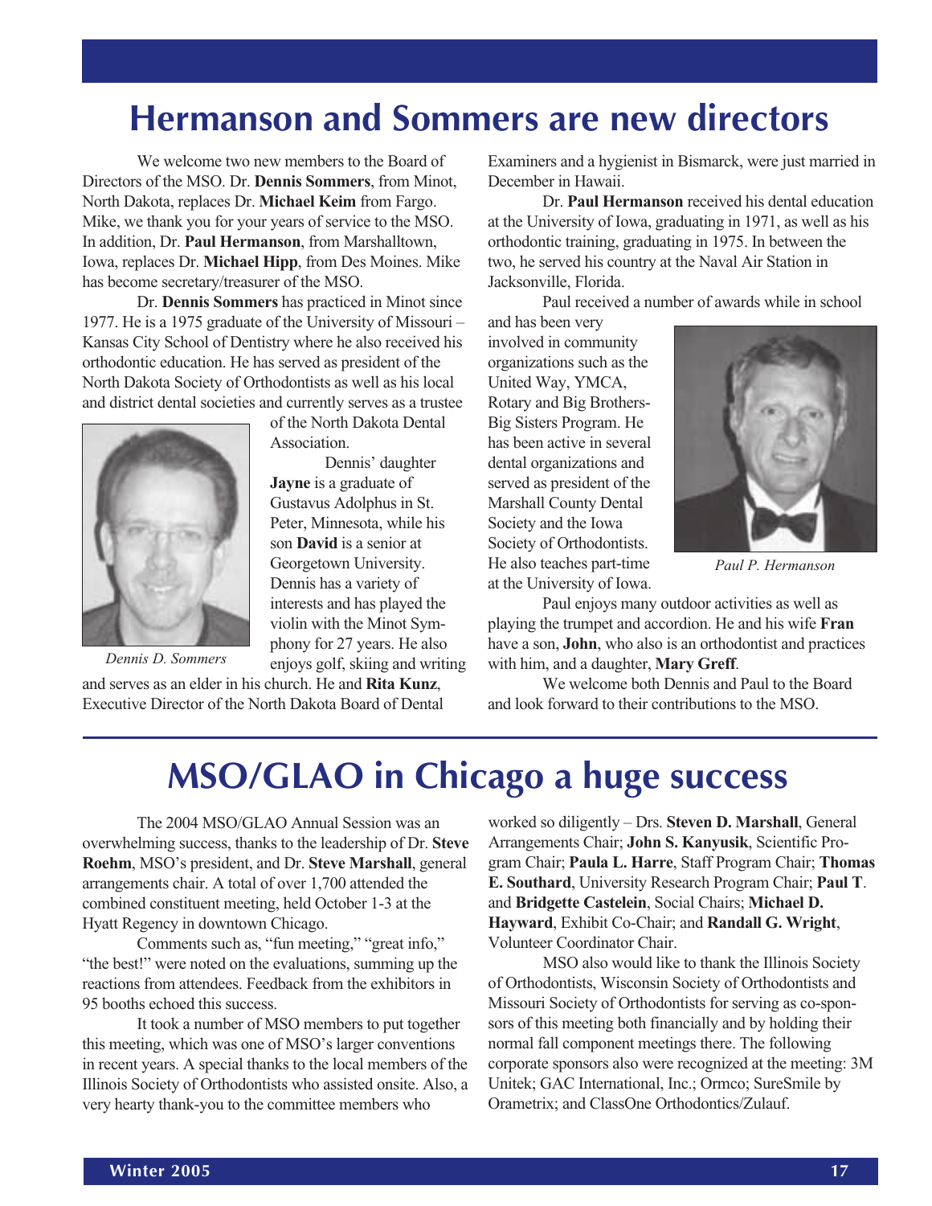# Hermanson and Sommers are new directors

We welcome two new members to the Board of Directors of the MSO. Dr. **Dennis Sommers**, from Minot, North Dakota, replaces Dr. **Michael Keim** from Fargo. Mike, we thank you for your years of service to the MSO. In addition, Dr. **Paul Hermanson**, from Marshalltown, Iowa, replaces Dr. **Michael Hipp**, from Des Moines. Mike has become secretary/treasurer of the MSO.

Dr. **Dennis Sommers** has practiced in Minot since 1977. He is a 1975 graduate of the University of Missouri – Kansas City School of Dentistry where he also received his orthodontic education. He has served as president of the North Dakota Society of Orthodontists as well as his local and district dental societies and currently serves as a trustee of the North Dakota Dental Association.

*Dennis D. Sommers*

Dennis' daughter **Jayne** is a graduate of Gustavus Adolphus in St. Peter, Minnesota, while his son **David** is a senior at Georgetown University. Dennis has a variety of interests and has played the violin with the Minot Symphony for 27 years. He also enjoys golf, skiing and writing and serves as an elder in his church. He and **Rita Kunz**, Executive Director of the North Dakota Board of Dental Examiners and a hygienist in Bismarck, were just married in December in Hawaii.

Dr. **Paul Hermanson** received his dental education at the University of Iowa, graduating in 1971, as well as his orthodontic training, graduating in 1975. In between the two, he served his country at the Naval Air Station in Jacksonville, Florida.

Paul received a number of awards while in school and has been very involved in community organizations such as the United Way, YMCA, Rotary and Big Brothers-Big Sisters Program. He has been active in several dental organizations and served as president of the Marshall County Dental Society and the Iowa Society of Orthodontists. He also teaches part-time at the University of Iowa.

*Paul P. Hermanson*

Paul enjoys many outdoor activities as well as playing the trumpet and accordion. He and his wife **Fran** have a son, **John**, who also is an orthodontist and practices with him, and a daughter, **Mary Greff**.

We welcome both Dennis and Paul to the Board and look forward to their contributions to the MSO.

# MSO/GLAO in Chicago a huge success

The 2004 MSO/GLAO Annual Session was an overwhelming success, thanks to the leadership of Dr. **Steve Roehm**, MSO's president, and Dr. **Steve Marshall**, general arrangements chair. A total of over 1,700 attended the combined constituent meeting, held October 1-3 at the Hyatt Regency in downtown Chicago.

Comments such as, "fun meeting," "great info," "the best!" were noted on the evaluations, summing up the reactions from attendees. Feedback from the exhibitors in 95 booths echoed this success.

It took a number of MSO members to put together this meeting, which was one of MSO's larger conventions in recent years. A special thanks to the local members of the Illinois Society of Orthodontists who assisted onsite. Also, a very hearty thank-you to the committee members who worked so diligently – Drs. **Steven D. Marshall**, General Arrangements Chair; **John S. Kanyusik**, Scientific Program Chair; **Paula L. Harre**, Staff Program Chair; **Thomas E. Southard**, University Research Program Chair; **Paul T**. and **Bridgette Castelein**, Social Chairs; **Michael D. Hayward**, Exhibit Co-Chair; and **Randall G. Wright**, Volunteer Coordinator Chair.

MSO also would like to thank the Illinois Society of Orthodontists, Wisconsin Society of Orthodontists and Missouri Society of Orthodontists for serving as co-sponsors of this meeting both financially and by holding their normal fall component meetings there. The following corporate sponsors also were recognized at the meeting: 3M Unitek; GAC International, Inc.; Ormco; SureSmile by Orametrix; and ClassOne Orthodontics/Zulauf.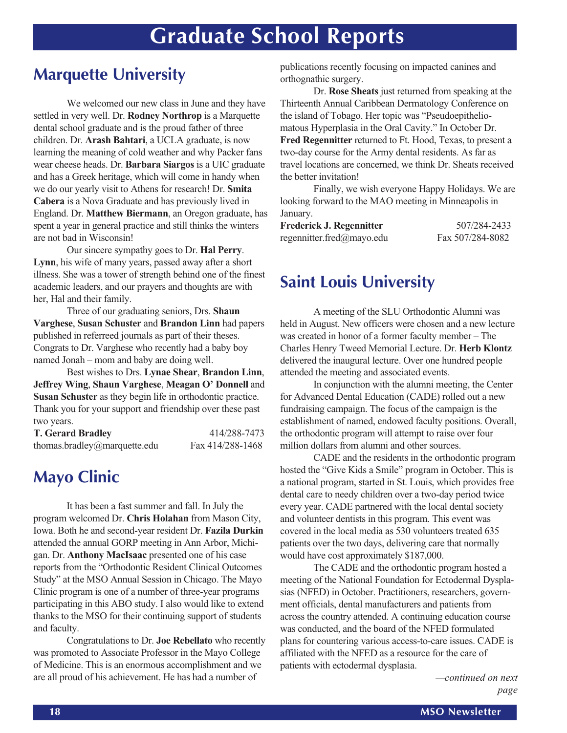# Graduate School Reports

## Marquette University

We welcomed our new class in June and they have settled in very well. Dr. **Rodney Northrop** is a Marquette dental school graduate and is the proud father of three children. Dr. **Arash Bahtari**, a UCLA graduate, is now learning the meaning of cold weather and why Packer fans wear cheese heads. Dr. **Barbara Siargos** is a UIC graduate and has a Greek heritage, which will come in handy when we do our yearly visit to Athens for research! Dr. **Smita Cabera** is a Nova Graduate and has previously lived in England. Dr. **Matthew Biermann**, an Oregon graduate, has spent a year in general practice and still thinks the winters are not bad in Wisconsin!

Our sincere sympathy goes to Dr. **Hal Perry**. **Lynn**, his wife of many years, passed away after a short illness. She was a tower of strength behind one of the finest academic leaders, and our prayers and thoughts are with her, Hal and their family.

Three of our graduating seniors, Drs. **Shaun Varghese**, **Susan Schuster** and **Brandon Linn** had papers published in referreed journals as part of their theses. Congrats to Dr. Varghese who recently had a baby boy named Jonah – mom and baby are doing well.

Best wishes to Drs. **Lynae Shear**, **Brandon Linn**, **Jeffrey Wing**, **Shaun Varghese**, **Meagan O' Donnell** and **Susan Schuster** as they begin life in orthodontic practice. Thank you for your support and friendship over these past two years.

**T. Gerard Bradley** 414/288-7473
thomas.bradley@marquette.edu Fax 414/288-1468

## Mayo Clinic

It has been a fast summer and fall. In July the program welcomed Dr. **Chris Holahan** from Mason City, Iowa. Both he and second-year resident Dr. **Fazila Durkin** attended the annual GORP meeting in Ann Arbor, Michigan. Dr. **Anthony MacIsaac** presented one of his case reports from the "Orthodontic Resident Clinical Outcomes Study" at the MSO Annual Session in Chicago. The Mayo Clinic program is one of a number of three-year programs participating in this ABO study. I also would like to extend thanks to the MSO for their continuing support of students and faculty.

Congratulations to Dr. **Joe Rebellato** who recently was promoted to Associate Professor in the Mayo College of Medicine. This is an enormous accomplishment and we are all proud of his achievement. He has had a number of publications recently focusing on impacted canines and orthognathic surgery.

Dr. **Rose Sheats** just returned from speaking at the Thirteenth Annual Caribbean Dermatology Conference on the island of Tobago. Her topic was "Pseudoepitheliomatous Hyperplasia in the Oral Cavity." In October Dr. **Fred Regennitter** returned to Ft. Hood, Texas, to present a two-day course for the Army dental residents. As far as travel locations are concerned, we think Dr. Sheats received the better invitation!

Finally, we wish everyone Happy Holidays. We are looking forward to the MAO meeting in Minneapolis in January.

**Frederick J. Regennitter** 507/284-2433
regennitter.fred@mayo.edu Fax 507/284-8082

## Saint Louis University

A meeting of the SLU Orthodontic Alumni was held in August. New officers were chosen and a new lecture was created in honor of a former faculty member – The Charles Henry Tweed Memorial Lecture. Dr. **Herb Klontz** delivered the inaugural lecture. Over one hundred people attended the meeting and associated events.

In conjunction with the alumni meeting, the Center for Advanced Dental Education (CADE) rolled out a new fundraising campaign. The focus of the campaign is the establishment of named, endowed faculty positions. Overall, the orthodontic program will attempt to raise over four million dollars from alumni and other sources.

CADE and the residents in the orthodontic program hosted the "Give Kids a Smile" program in October. This is a national program, started in St. Louis, which provides free dental care to needy children over a two-day period twice every year. CADE partnered with the local dental society and volunteer dentists in this program. This event was covered in the local media as 530 volunteers treated 635 patients over the two days, delivering care that normally would have cost approximately $187,000.

The CADE and the orthodontic program hosted a meeting of the National Foundation for Ectodermal Dysplasias (NFED) in October. Practitioners, researchers, government officials, dental manufacturers and patients from across the country attended. A continuing education course was conducted, and the board of the NFED formulated plans for countering various access-to-care issues. CADE is affiliated with the NFED as a resource for the care of patients with ectodermal dysplasia.

*—continued on next page*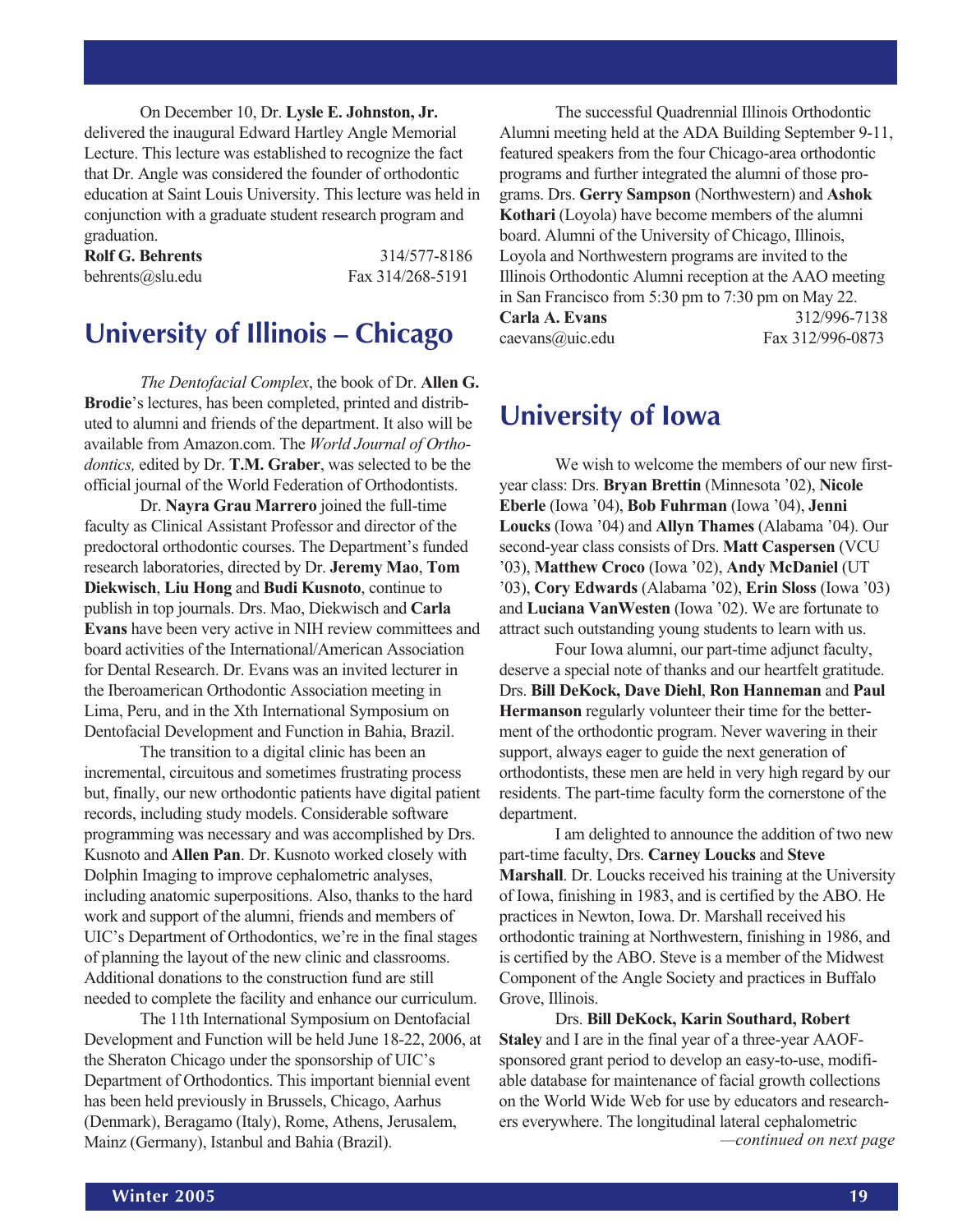On December 10, Dr. **Lysle E. Johnston, Jr.** delivered the inaugural Edward Hartley Angle Memorial Lecture. This lecture was established to recognize the fact that Dr. Angle was considered the founder of orthodontic education at Saint Louis University. This lecture was held in conjunction with a graduate student research program and graduation.

**Rolf G. Behrents** 314/577-8186
behrents@slu.edu Fax 314/268-5191

## University of Illinois – Chicago

*The Dentofacial Complex*, the book of Dr. **Allen G. Brodie**'s lectures, has been completed, printed and distributed to alumni and friends of the department. It also will be available from Amazon.com. The *World Journal of Orthodontics,* edited by Dr. **T.M. Graber**, was selected to be the official journal of the World Federation of Orthodontists.

Dr. **Nayra Grau Marrero** joined the full-time faculty as Clinical Assistant Professor and director of the predoctoral orthodontic courses. The Department's funded research laboratories, directed by Dr. **Jeremy Mao**, **Tom Diekwisch**, **Liu Hong** and **Budi Kusnoto**, continue to publish in top journals. Drs. Mao, Diekwisch and **Carla Evans** have been very active in NIH review committees and board activities of the International/American Association for Dental Research. Dr. Evans was an invited lecturer in the Iberoamerican Orthodontic Association meeting in Lima, Peru, and in the Xth International Symposium on Dentofacial Development and Function in Bahia, Brazil.

The transition to a digital clinic has been an incremental, circuitous and sometimes frustrating process but, finally, our new orthodontic patients have digital patient records, including study models. Considerable software programming was necessary and was accomplished by Drs. Kusnoto and **Allen Pan**. Dr. Kusnoto worked closely with Dolphin Imaging to improve cephalometric analyses, including anatomic superpositions. Also, thanks to the hard work and support of the alumni, friends and members of UIC's Department of Orthodontics, we're in the final stages of planning the layout of the new clinic and classrooms. Additional donations to the construction fund are still needed to complete the facility and enhance our curriculum.

The 11th International Symposium on Dentofacial Development and Function will be held June 18-22, 2006, at the Sheraton Chicago under the sponsorship of UIC's Department of Orthodontics. This important biennial event has been held previously in Brussels, Chicago, Aarhus (Denmark), Beragamo (Italy), Rome, Athens, Jerusalem, Mainz (Germany), Istanbul and Bahia (Brazil).

The successful Quadrennial Illinois Orthodontic Alumni meeting held at the ADA Building September 9-11, featured speakers from the four Chicago-area orthodontic programs and further integrated the alumni of those programs. Drs. **Gerry Sampson** (Northwestern) and **Ashok Kothari** (Loyola) have become members of the alumni board. Alumni of the University of Chicago, Illinois, Loyola and Northwestern programs are invited to the Illinois Orthodontic Alumni reception at the AAO meeting in San Francisco from 5:30 pm to 7:30 pm on May 22.

**Carla A. Evans** 312/996-7138
caevans@uic.edu Fax 312/996-0873

## University of Iowa

We wish to welcome the members of our new first-year class: Drs. **Bryan Brettin** (Minnesota '02), **Nicole Eberle** (Iowa '04), **Bob Fuhrman** (Iowa '04), **Jenni Loucks** (Iowa '04) and **Allyn Thames** (Alabama '04). Our second-year class consists of Drs. **Matt Caspersen** (VCU '03), **Matthew Croco** (Iowa '02), **Andy McDaniel** (UT '03), **Cory Edwards** (Alabama '02), **Erin Sloss** (Iowa '03) and **Luciana VanWesten** (Iowa '02). We are fortunate to attract such outstanding young students to learn with us.

Four Iowa alumni, our part-time adjunct faculty, deserve a special note of thanks and our heartfelt gratitude. Drs. **Bill DeKock, Dave Diehl**, **Ron Hanneman** and **Paul Hermanson** regularly volunteer their time for the betterment of the orthodontic program. Never wavering in their support, always eager to guide the next generation of orthodontists, these men are held in very high regard by our residents. The part-time faculty form the cornerstone of the department.

I am delighted to announce the addition of two new part-time faculty, Drs. **Carney Loucks** and **Steve Marshall**. Dr. Loucks received his training at the University of Iowa, finishing in 1983, and is certified by the ABO. He practices in Newton, Iowa. Dr. Marshall received his orthodontic training at Northwestern, finishing in 1986, and is certified by the ABO. Steve is a member of the Midwest Component of the Angle Society and practices in Buffalo Grove, Illinois.

Drs. **Bill DeKock, Karin Southard, Robert Staley** and I are in the final year of a three-year AAOF-sponsored grant period to develop an easy-to-use, modifiable database for maintenance of facial growth collections on the World Wide Web for use by educators and researchers everywhere. The longitudinal lateral cephalometric

*—continued on next page*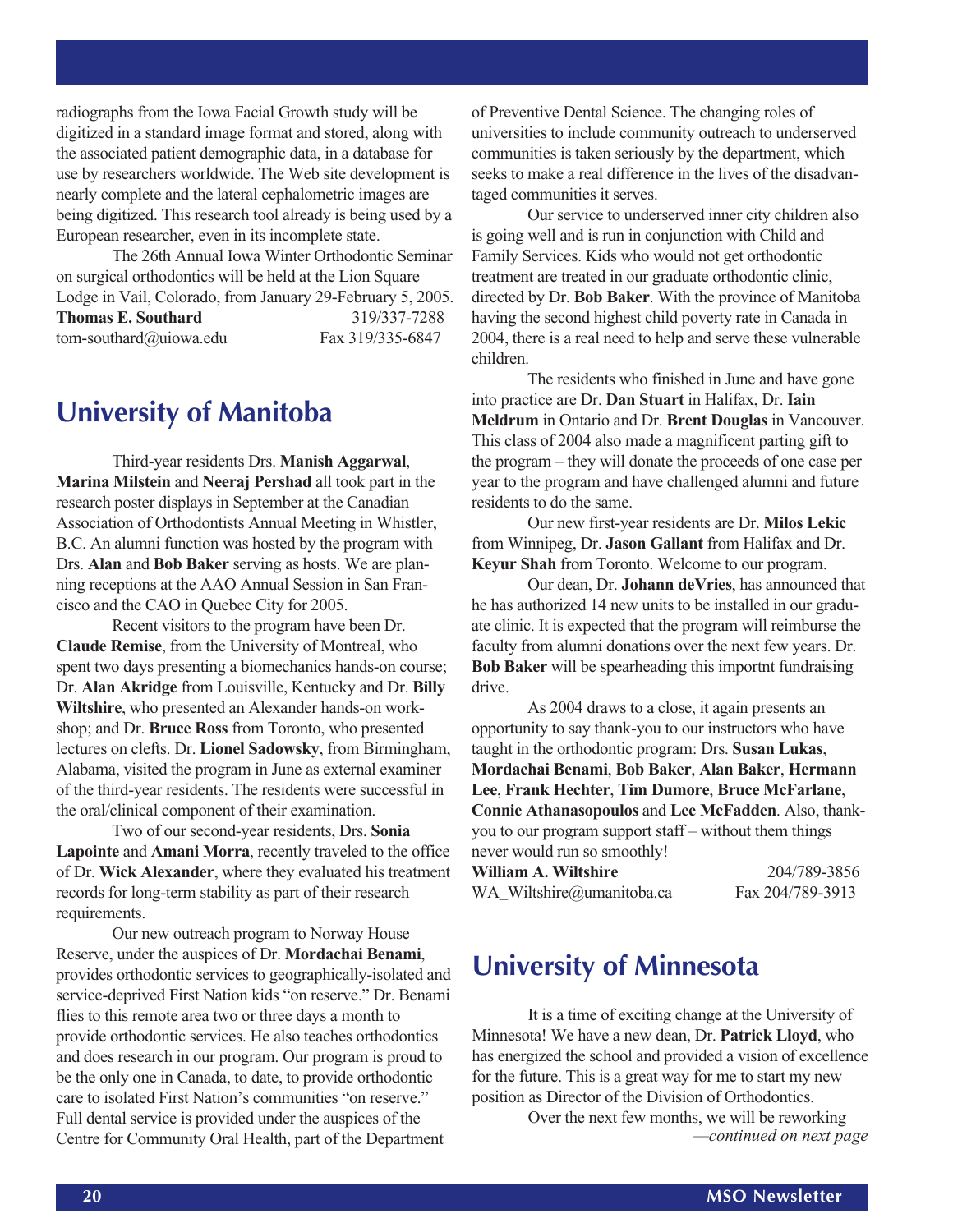radiographs from the Iowa Facial Growth study will be digitized in a standard image format and stored, along with the associated patient demographic data, in a database for use by researchers worldwide. The Web site development is nearly complete and the lateral cephalometric images are being digitized. This research tool already is being used by a European researcher, even in its incomplete state.

The 26th Annual Iowa Winter Orthodontic Seminar on surgical orthodontics will be held at the Lion Square Lodge in Vail, Colorado, from January 29-February 5, 2005.

**Thomas E. Southard** 319/337-7288
tom-southard@uiowa.edu Fax 319/335-6847

## University of Manitoba

Third-year residents Drs. **Manish Aggarwal**, **Marina Milstein** and **Neeraj Pershad** all took part in the research poster displays in September at the Canadian Association of Orthodontists Annual Meeting in Whistler, B.C. An alumni function was hosted by the program with Drs. **Alan** and **Bob Baker** serving as hosts. We are planning receptions at the AAO Annual Session in San Francisco and the CAO in Quebec City for 2005.

Recent visitors to the program have been Dr. **Claude Remise**, from the University of Montreal, who spent two days presenting a biomechanics hands-on course; Dr. **Alan Akridge** from Louisville, Kentucky and Dr. **Billy Wiltshire**, who presented an Alexander hands-on workshop; and Dr. **Bruce Ross** from Toronto, who presented lectures on clefts. Dr. **Lionel Sadowsky**, from Birmingham, Alabama, visited the program in June as external examiner of the third-year residents. The residents were successful in the oral/clinical component of their examination.

Two of our second-year residents, Drs. **Sonia Lapointe** and **Amani Morra**, recently traveled to the office of Dr. **Wick Alexander**, where they evaluated his treatment records for long-term stability as part of their research requirements.

Our new outreach program to Norway House Reserve, under the auspices of Dr. **Mordachai Benami**, provides orthodontic services to geographically-isolated and service-deprived First Nation kids "on reserve." Dr. Benami flies to this remote area two or three days a month to provide orthodontic services. He also teaches orthodontics and does research in our program. Our program is proud to be the only one in Canada, to date, to provide orthodontic care to isolated First Nation's communities "on reserve." Full dental service is provided under the auspices of the Centre for Community Oral Health, part of the Department of Preventive Dental Science. The changing roles of universities to include community outreach to underserved communities is taken seriously by the department, which seeks to make a real difference in the lives of the disadvantaged communities it serves.

Our service to underserved inner city children also is going well and is run in conjunction with Child and Family Services. Kids who would not get orthodontic treatment are treated in our graduate orthodontic clinic, directed by Dr. **Bob Baker**. With the province of Manitoba having the second highest child poverty rate in Canada in 2004, there is a real need to help and serve these vulnerable children.

The residents who finished in June and have gone into practice are Dr. **Dan Stuart** in Halifax, Dr. **Iain Meldrum** in Ontario and Dr. **Brent Douglas** in Vancouver. This class of 2004 also made a magnificent parting gift to the program – they will donate the proceeds of one case per year to the program and have challenged alumni and future residents to do the same.

Our new first-year residents are Dr. **Milos Lekic** from Winnipeg, Dr. **Jason Gallant** from Halifax and Dr. **Keyur Shah** from Toronto. Welcome to our program.

Our dean, Dr. **Johann deVries**, has announced that he has authorized 14 new units to be installed in our graduate clinic. It is expected that the program will reimburse the faculty from alumni donations over the next few years. Dr. **Bob Baker** will be spearheading this importnt fundraising drive.

As 2004 draws to a close, it again presents an opportunity to say thank-you to our instructors who have taught in the orthodontic program: Drs. **Susan Lukas**, **Mordachai Benami**, **Bob Baker**, **Alan Baker**, **Hermann Lee**, **Frank Hechter**, **Tim Dumore**, **Bruce McFarlane**, **Connie Athanasopoulos** and **Lee McFadden**. Also, thank-you to our program support staff – without them things never would run so smoothly!

**William A. Wiltshire** 204/789-3856
WA_Wiltshire@umanitoba.ca Fax 204/789-3913

## University of Minnesota

It is a time of exciting change at the University of Minnesota! We have a new dean, Dr. **Patrick Lloyd**, who has energized the school and provided a vision of excellence for the future. This is a great way for me to start my new position as Director of the Division of Orthodontics.

Over the next few months, we will be reworking

*—continued on next page*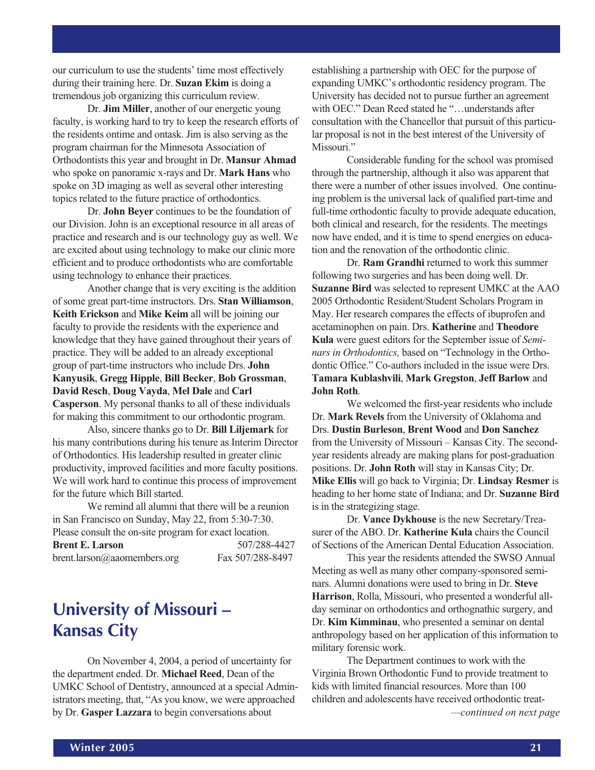our curriculum to use the students' time most effectively during their training here. Dr. **Suzan Ekim** is doing a tremendous job organizing this curriculum review.

Dr. **Jim Miller**, another of our energetic young faculty, is working hard to try to keep the research efforts of the residents ontime and ontask. Jim is also serving as the program chairman for the Minnesota Association of Orthodontists this year and brought in Dr. **Mansur Ahmad** who spoke on panoramic x-rays and Dr. **Mark Hans** who spoke on 3D imaging as well as several other interesting topics related to the future practice of orthodontics.

Dr. **John Beyer** continues to be the foundation of our Division. John is an exceptional resource in all areas of practice and research and is our technology guy as well. We are excited about using technology to make our clinic more efficient and to produce orthodontists who are comfortable using technology to enhance their practices.

Another change that is very exciting is the addition of some great part-time instructors. Drs. **Stan Williamson**, **Keith Erickson** and **Mike Keim** all will be joining our faculty to provide the residents with the experience and knowledge that they have gained throughout their years of practice. They will be added to an already exceptional group of part-time instructors who include Drs. **John Kanyusik**, **Gregg Hipple**, **Bill Becker**, **Bob Grossman**, **David Resch**, **Doug Vayda**, **Mel Dale** and **Carl Casperson**. My personal thanks to all of these individuals for making this commitment to our orthodontic program.

Also, sincere thanks go to Dr. **Bill Liljemark** for his many contributions during his tenure as Interim Director of Orthodontics. His leadership resulted in greater clinic productivity, improved facilities and more faculty positions. We will work hard to continue this process of improvement for the future which Bill started.

We remind all alumni that there will be a reunion in San Francisco on Sunday, May 22, from 5:30-7:30. Please consult the on-site program for exact location.

**Brent E. Larson** 507/288-4427
brent.larson@aaomembers.org Fax 507/288-8497

## University of Missouri – Kansas City

On November 4, 2004, a period of uncertainty for the department ended. Dr. **Michael Reed**, Dean of the UMKC School of Dentistry, announced at a special Administrators meeting, that, "As you know, we were approached by Dr. **Gasper Lazzara** to begin conversations about establishing a partnership with OEC for the purpose of expanding UMKC's orthodontic residency program. The University has decided not to pursue further an agreement with OEC." Dean Reed stated he "…understands after consultation with the Chancellor that pursuit of this particular proposal is not in the best interest of the University of Missouri."

Considerable funding for the school was promised through the partnership, although it also was apparent that there were a number of other issues involved. One continuing problem is the universal lack of qualified part-time and full-time orthodontic faculty to provide adequate education, both clinical and research, for the residents. The meetings now have ended, and it is time to spend energies on education and the renovation of the orthodontic clinic.

Dr. **Ram Grandhi** returned to work this summer following two surgeries and has been doing well. Dr. **Suzanne Bird** was selected to represent UMKC at the AAO 2005 Orthodontic Resident/Student Scholars Program in May. Her research compares the effects of ibuprofen and acetaminophen on pain. Drs. **Katherine** and **Theodore Kula** were guest editors for the September issue of *Seminars in Orthodontics,* based on "Technology in the Orthodontic Office." Co-authors included in the issue were Drs. **Tamara Kublashvili**, **Mark Gregston**, **Jeff Barlow** and **John Roth**.

We welcomed the first-year residents who include Dr. **Mark Revels** from the University of Oklahoma and Drs. **Dustin Burleson**, **Brent Wood** and **Don Sanchez** from the University of Missouri – Kansas City. The second-year residents already are making plans for post-graduation positions. Dr. **John Roth** will stay in Kansas City; Dr. **Mike Ellis** will go back to Virginia; Dr. **Lindsay Resmer** is heading to her home state of Indiana; and Dr. **Suzanne Bird** is in the strategizing stage.

Dr. **Vance Dykhouse** is the new Secretary/Treasurer of the ABO. Dr. **Katherine Kula** chairs the Council of Sections of the American Dental Education Association.

This year the residents attended the SWSO Annual Meeting as well as many other company-sponsored seminars. Alumni donations were used to bring in Dr. **Steve Harrison**, Rolla, Missouri, who presented a wonderful all-day seminar on orthodontics and orthognathic surgery, and Dr. **Kim Kimminau**, who presented a seminar on dental anthropology based on her application of this information to military forensic work.

The Department continues to work with the Virginia Brown Orthodontic Fund to provide treatment to kids with limited financial resources. More than 100 children and adolescents have received orthodontic treat-

*—continued on next page*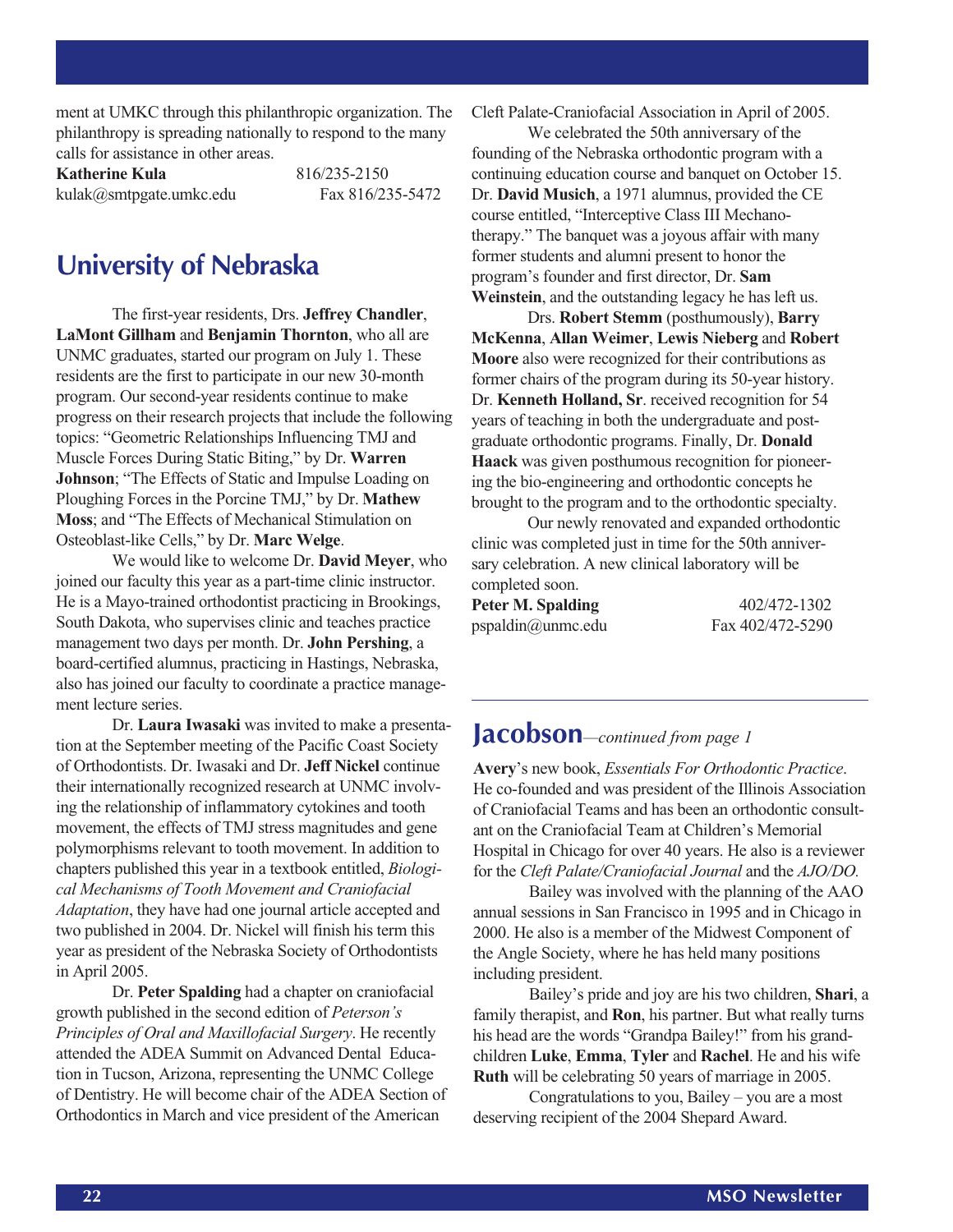ment at UMKC through this philanthropic organization. The philanthropy is spreading nationally to respond to the many calls for assistance in other areas.

**Katherine Kula** 816/235-2150
kulak@smtpgate.umkc.edu Fax 816/235-5472

## University of Nebraska

The first-year residents, Drs. **Jeffrey Chandler**, **LaMont Gillham** and **Benjamin Thornton**, who all are UNMC graduates, started our program on July 1. These residents are the first to participate in our new 30-month program. Our second-year residents continue to make progress on their research projects that include the following topics: "Geometric Relationships Influencing TMJ and Muscle Forces During Static Biting," by Dr. **Warren Johnson**; "The Effects of Static and Impulse Loading on Ploughing Forces in the Porcine TMJ," by Dr. **Mathew Moss**; and "The Effects of Mechanical Stimulation on Osteoblast-like Cells," by Dr. **Marc Welge**.

We would like to welcome Dr. **David Meyer**, who joined our faculty this year as a part-time clinic instructor. He is a Mayo-trained orthodontist practicing in Brookings, South Dakota, who supervises clinic and teaches practice management two days per month. Dr. **John Pershing**, a board-certified alumnus, practicing in Hastings, Nebraska, also has joined our faculty to coordinate a practice management lecture series.

Dr. **Laura Iwasaki** was invited to make a presentation at the September meeting of the Pacific Coast Society of Orthodontists. Dr. Iwasaki and Dr. **Jeff Nickel** continue their internationally recognized research at UNMC involving the relationship of inflammatory cytokines and tooth movement, the effects of TMJ stress magnitudes and gene polymorphisms relevant to tooth movement. In addition to chapters published this year in a textbook entitled, *Biological Mechanisms of Tooth Movement and Craniofacial Adaptation*, they have had one journal article accepted and two published in 2004. Dr. Nickel will finish his term this year as president of the Nebraska Society of Orthodontists in April 2005.

Dr. **Peter Spalding** had a chapter on craniofacial growth published in the second edition of *Peterson's Principles of Oral and Maxillofacial Surgery*. He recently attended the ADEA Summit on Advanced Dental Education in Tucson, Arizona, representing the UNMC College of Dentistry. He will become chair of the ADEA Section of Orthodontics in March and vice president of the American Cleft Palate-Craniofacial Association in April of 2005.

We celebrated the 50th anniversary of the founding of the Nebraska orthodontic program with a continuing education course and banquet on October 15. Dr. **David Musich**, a 1971 alumnus, provided the CE course entitled, "Interceptive Class III Mechanotherapy." The banquet was a joyous affair with many former students and alumni present to honor the program's founder and first director, Dr. **Sam Weinstein**, and the outstanding legacy he has left us.

Drs. **Robert Stemm** (posthumously), **Barry McKenna**, **Allan Weimer**, **Lewis Nieberg** and **Robert Moore** also were recognized for their contributions as former chairs of the program during its 50-year history. Dr. **Kenneth Holland, Sr**. received recognition for 54 years of teaching in both the undergraduate and postgraduate orthodontic programs. Finally, Dr. **Donald Haack** was given posthumous recognition for pioneering the bio-engineering and orthodontic concepts he brought to the program and to the orthodontic specialty.

Our newly renovated and expanded orthodontic clinic was completed just in time for the 50th anniversary celebration. A new clinical laboratory will be completed soon.

**Peter M. Spalding** 402/472-1302
pspaldin@unmc.edu Fax 402/472-5290

## Jacobson—*continued from page 1*

**Avery**'s new book, *Essentials For Orthodontic Practice*. He co-founded and was president of the Illinois Association of Craniofacial Teams and has been an orthodontic consultant on the Craniofacial Team at Children's Memorial Hospital in Chicago for over 40 years. He also is a reviewer for the *Cleft Palate/Craniofacial Journal* and the *AJO/DO*.

Bailey was involved with the planning of the AAO annual sessions in San Francisco in 1995 and in Chicago in 2000. He also is a member of the Midwest Component of the Angle Society, where he has held many positions including president.

Bailey's pride and joy are his two children, **Shari**, a family therapist, and **Ron**, his partner. But what really turns his head are the words "Grandpa Bailey!" from his grandchildren **Luke**, **Emma**, **Tyler** and **Rachel**. He and his wife **Ruth** will be celebrating 50 years of marriage in 2005.

Congratulations to you, Bailey – you are a most deserving recipient of the 2004 Shepard Award.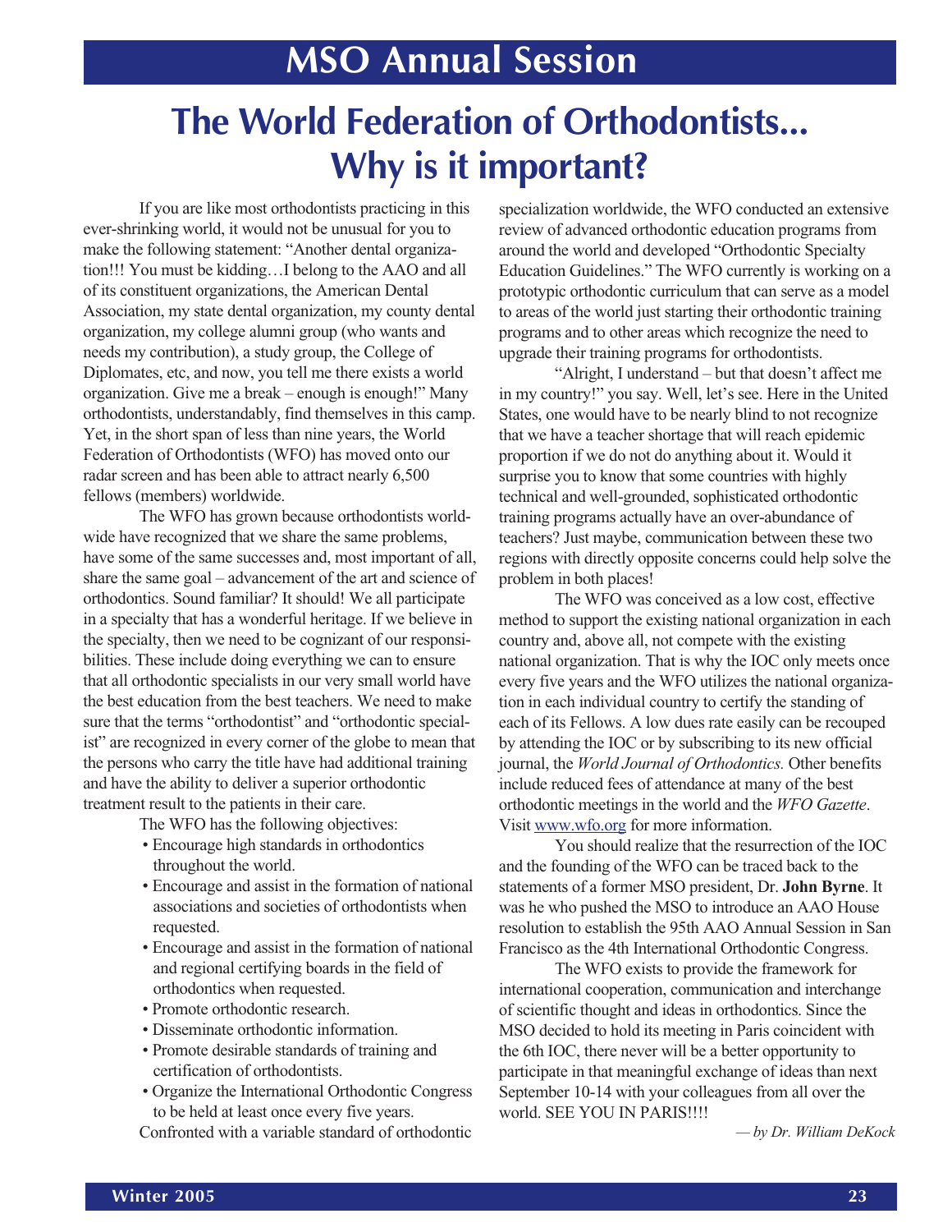# The World Federation of Orthodontists... Why is it important?

If you are like most orthodontists practicing in this ever-shrinking world, it would not be unusual for you to make the following statement: "Another dental organization!!! You must be kidding…I belong to the AAO and all of its constituent organizations, the American Dental Association, my state dental organization, my county dental organization, my college alumni group (who wants and needs my contribution), a study group, the College of Diplomates, etc, and now, you tell me there exists a world organization. Give me a break – enough is enough!" Many orthodontists, understandably, find themselves in this camp. Yet, in the short span of less than nine years, the World Federation of Orthodontists (WFO) has moved onto our radar screen and has been able to attract nearly 6,500 fellows (members) worldwide.

The WFO has grown because orthodontists worldwide have recognized that we share the same problems, have some of the same successes and, most important of all, share the same goal – advancement of the art and science of orthodontics. Sound familiar? It should! We all participate in a specialty that has a wonderful heritage. If we believe in the specialty, then we need to be cognizant of our responsibilities. These include doing everything we can to ensure that all orthodontic specialists in our very small world have the best education from the best teachers. We need to make sure that the terms "orthodontist" and "orthodontic specialist" are recognized in every corner of the globe to mean that the persons who carry the title have had additional training and have the ability to deliver a superior orthodontic treatment result to the patients in their care.

The WFO has the following objectives:

- Encourage high standards in orthodontics throughout the world.
- Encourage and assist in the formation of national associations and societies of orthodontists when requested.
- Encourage and assist in the formation of national and regional certifying boards in the field of orthodontics when requested.
- Promote orthodontic research.
- Disseminate orthodontic information.
- Promote desirable standards of training and certification of orthodontists.
- Organize the International Orthodontic Congress to be held at least once every five years.

Confronted with a variable standard of orthodontic specialization worldwide, the WFO conducted an extensive review of advanced orthodontic education programs from around the world and developed "Orthodontic Specialty Education Guidelines." The WFO currently is working on a prototypic orthodontic curriculum that can serve as a model to areas of the world just starting their orthodontic training programs and to other areas which recognize the need to upgrade their training programs for orthodontists.

"Alright, I understand – but that doesn't affect me in my country!" you say. Well, let's see. Here in the United States, one would have to be nearly blind to not recognize that we have a teacher shortage that will reach epidemic proportion if we do not do anything about it. Would it surprise you to know that some countries with highly technical and well-grounded, sophisticated orthodontic training programs actually have an over-abundance of teachers? Just maybe, communication between these two regions with directly opposite concerns could help solve the problem in both places!

The WFO was conceived as a low cost, effective method to support the existing national organization in each country and, above all, not compete with the existing national organization. That is why the IOC only meets once every five years and the WFO utilizes the national organization in each individual country to certify the standing of each of its Fellows. A low dues rate easily can be recouped by attending the IOC or by subscribing to its new official journal, the *World Journal of Orthodontics.* Other benefits include reduced fees of attendance at many of the best orthodontic meetings in the world and the *WFO Gazette*. Visit www.wfo.org for more information.

You should realize that the resurrection of the IOC and the founding of the WFO can be traced back to the statements of a former MSO president, Dr. **John Byrne**. It was he who pushed the MSO to introduce an AAO House resolution to establish the 95th AAO Annual Session in San Francisco as the 4th International Orthodontic Congress.

The WFO exists to provide the framework for international cooperation, communication and interchange of scientific thought and ideas in orthodontics. Since the MSO decided to hold its meeting in Paris coincident with the 6th IOC, there never will be a better opportunity to participate in that meaningful exchange of ideas than next September 10-14 with your colleagues from all over the world. SEE YOU IN PARIS!!!!

*— by Dr. William DeKock*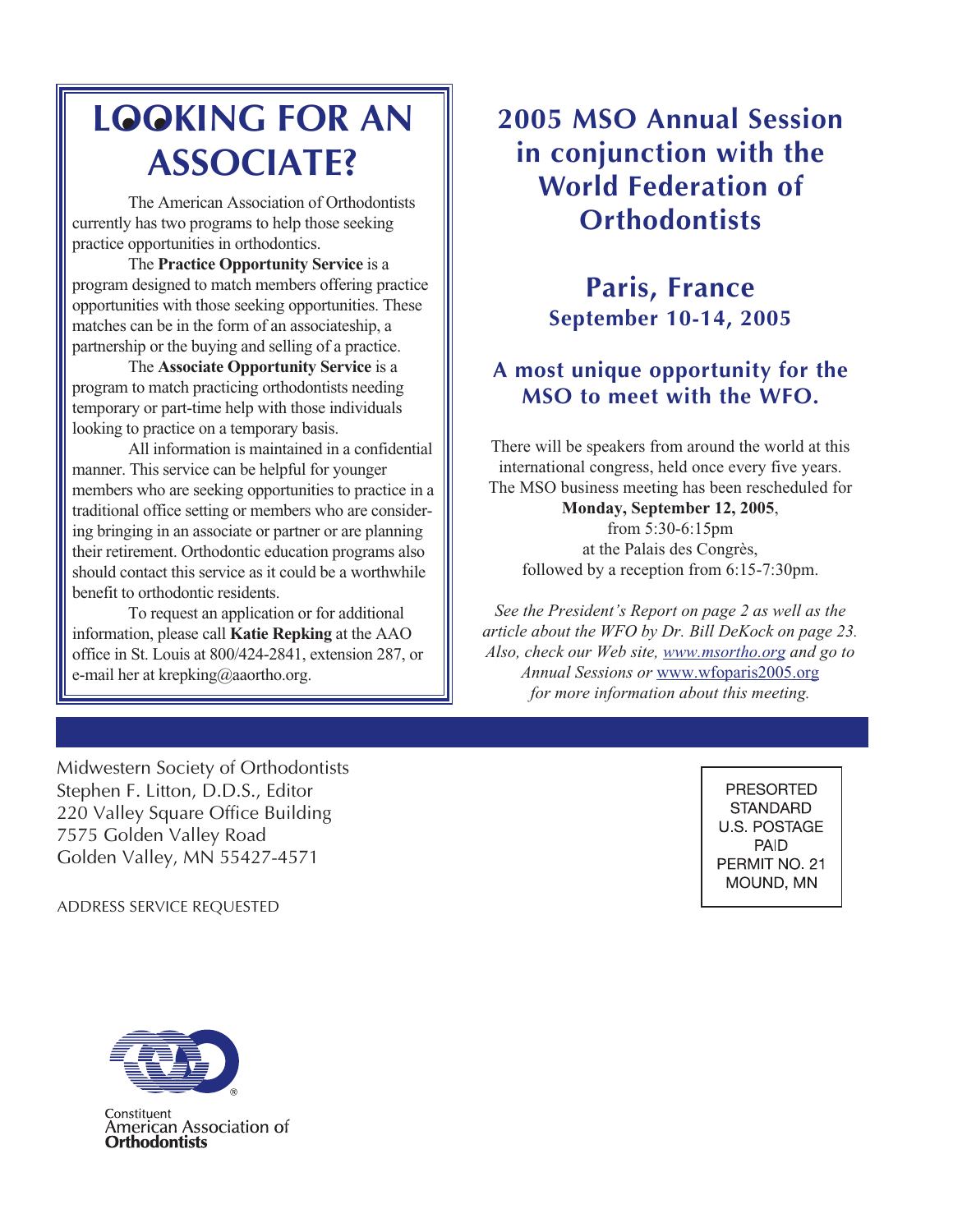# LOOKING FOR AN ASSOCIATE?

The American Association of Orthodontists currently has two programs to help those seeking practice opportunities in orthodontics.

The **Practice Opportunity Service** is a program designed to match members offering practice opportunities with those seeking opportunities. These matches can be in the form of an associateship, a partnership or the buying and selling of a practice.

The **Associate Opportunity Service** is a program to match practicing orthodontists needing temporary or part-time help with those individuals looking to practice on a temporary basis.

All information is maintained in a confidential manner. This service can be helpful for younger members who are seeking opportunities to practice in a traditional office setting or members who are considering bringing in an associate or partner or are planning their retirement. Orthodontic education programs also should contact this service as it could be a worthwhile benefit to orthodontic residents.

To request an application or for additional information, please call **Katie Repking** at the AAO office in St. Louis at 800/424-2841, extension 287, or e-mail her at krepking@aaortho.org.

# 2005 MSO Annual Session in conjunction with the World Federation of Orthodontists

## Paris, France

### September 10-14, 2005

### A most unique opportunity for the MSO to meet with the WFO.

There will be speakers from around the world at this international congress, held once every five years. The MSO business meeting has been rescheduled for **Monday, September 12, 2005**, from 5:30-6:15pm at the Palais des Congrès, followed by a reception from 6:15-7:30pm.

*See the President's Report on page 2 as well as the article about the WFO by Dr. Bill DeKock on page 23. Also, check our Web site, www.msortho.org and go to Annual Sessions or* www.wfoparis2005.org *for more information about this meeting.*

Midwestern Society of Orthodontists
Stephen F. Litton, D.D.S., Editor
220 Valley Square Office Building
7575 Golden Valley Road
Golden Valley, MN 55427-4571

ADDRESS SERVICE REQUESTED

PRESORTED
STANDARD
U.S. POSTAGE
PAID
PERMIT NO. 21
MOUND, MN

Constituent
American Association of
**Orthodontists**